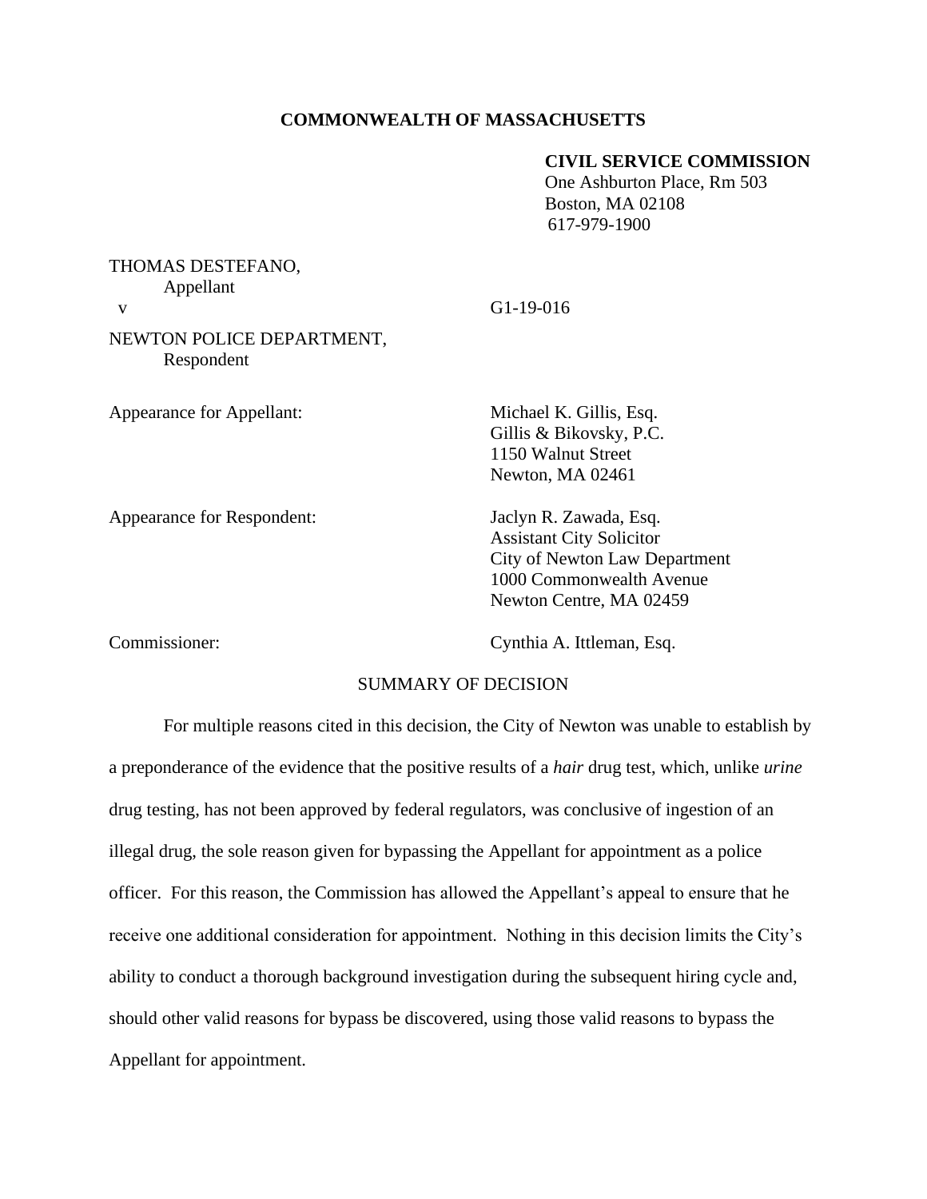**COMMONWEALTH OF MASSACHUSETTS**

**CIVIL SERVICE COMMISSION**
One Ashburton Place, Rm 503
Boston, MA 02108
617-979-1900

THOMAS DESTEFANO,
Appellant

v G1-19-016

NEWTON POLICE DEPARTMENT,
Respondent

Appearance for Appellant: Michael K. Gillis, Esq.
Gillis & Bikovsky, P.C.
1150 Walnut Street
Newton, MA 02461

Appearance for Respondent: Jaclyn R. Zawada, Esq.
Assistant City Solicitor
City of Newton Law Department
1000 Commonwealth Avenue
Newton Centre, MA 02459

Commissioner: Cynthia A. Ittleman, Esq.

SUMMARY OF DECISION

For multiple reasons cited in this decision, the City of Newton was unable to establish by a preponderance of the evidence that the positive results of a *hair* drug test, which, unlike *urine* drug testing, has not been approved by federal regulators, was conclusive of ingestion of an illegal drug, the sole reason given for bypassing the Appellant for appointment as a police officer. For this reason, the Commission has allowed the Appellant's appeal to ensure that he receive one additional consideration for appointment. Nothing in this decision limits the City's ability to conduct a thorough background investigation during the subsequent hiring cycle and, should other valid reasons for bypass be discovered, using those valid reasons to bypass the Appellant for appointment.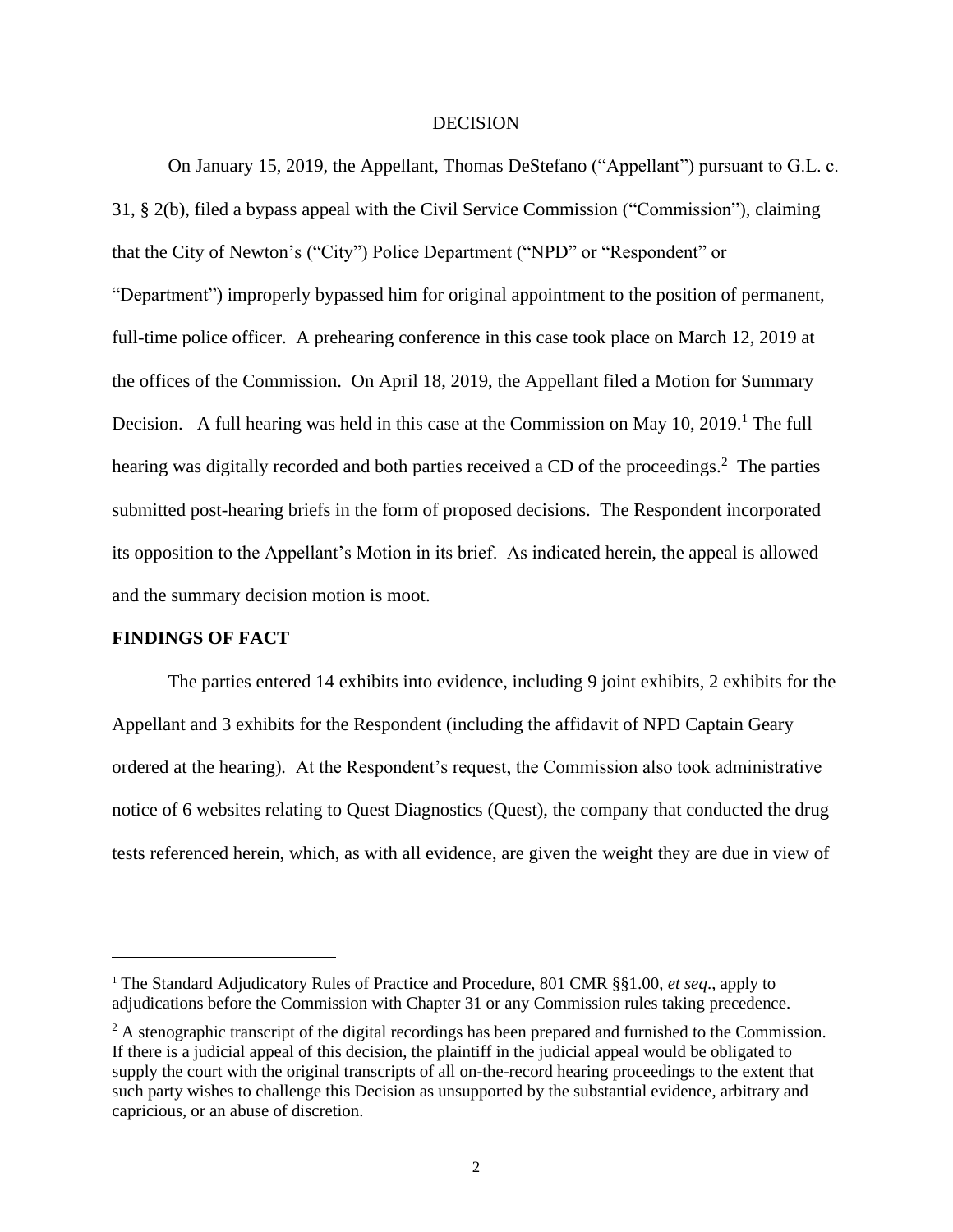## DECISION

On January 15, 2019, the Appellant, Thomas DeStefano ("Appellant") pursuant to G.L. c. 31, § 2(b), filed a bypass appeal with the Civil Service Commission ("Commission"), claiming that the City of Newton's ("City") Police Department ("NPD" or "Respondent" or "Department") improperly bypassed him for original appointment to the position of permanent, full-time police officer. A prehearing conference in this case took place on March 12, 2019 at the offices of the Commission. On April 18, 2019, the Appellant filed a Motion for Summary Decision. A full hearing was held in this case at the Commission on May 10, 2019.[1] The full hearing was digitally recorded and both parties received a CD of the proceedings.[2] The parties submitted post-hearing briefs in the form of proposed decisions. The Respondent incorporated its opposition to the Appellant's Motion in its brief. As indicated herein, the appeal is allowed and the summary decision motion is moot.

**FINDINGS OF FACT**

The parties entered 14 exhibits into evidence, including 9 joint exhibits, 2 exhibits for the Appellant and 3 exhibits for the Respondent (including the affidavit of NPD Captain Geary ordered at the hearing). At the Respondent's request, the Commission also took administrative notice of 6 websites relating to Quest Diagnostics (Quest), the company that conducted the drug tests referenced herein, which, as with all evidence, are given the weight they are due in view of

---

[1] The Standard Adjudicatory Rules of Practice and Procedure, 801 CMR §§1.00, *et seq*., apply to adjudications before the Commission with Chapter 31 or any Commission rules taking precedence.

[2] A stenographic transcript of the digital recordings has been prepared and furnished to the Commission. If there is a judicial appeal of this decision, the plaintiff in the judicial appeal would be obligated to supply the court with the original transcripts of all on-the-record hearing proceedings to the extent that such party wishes to challenge this Decision as unsupported by the substantial evidence, arbitrary and capricious, or an abuse of discretion.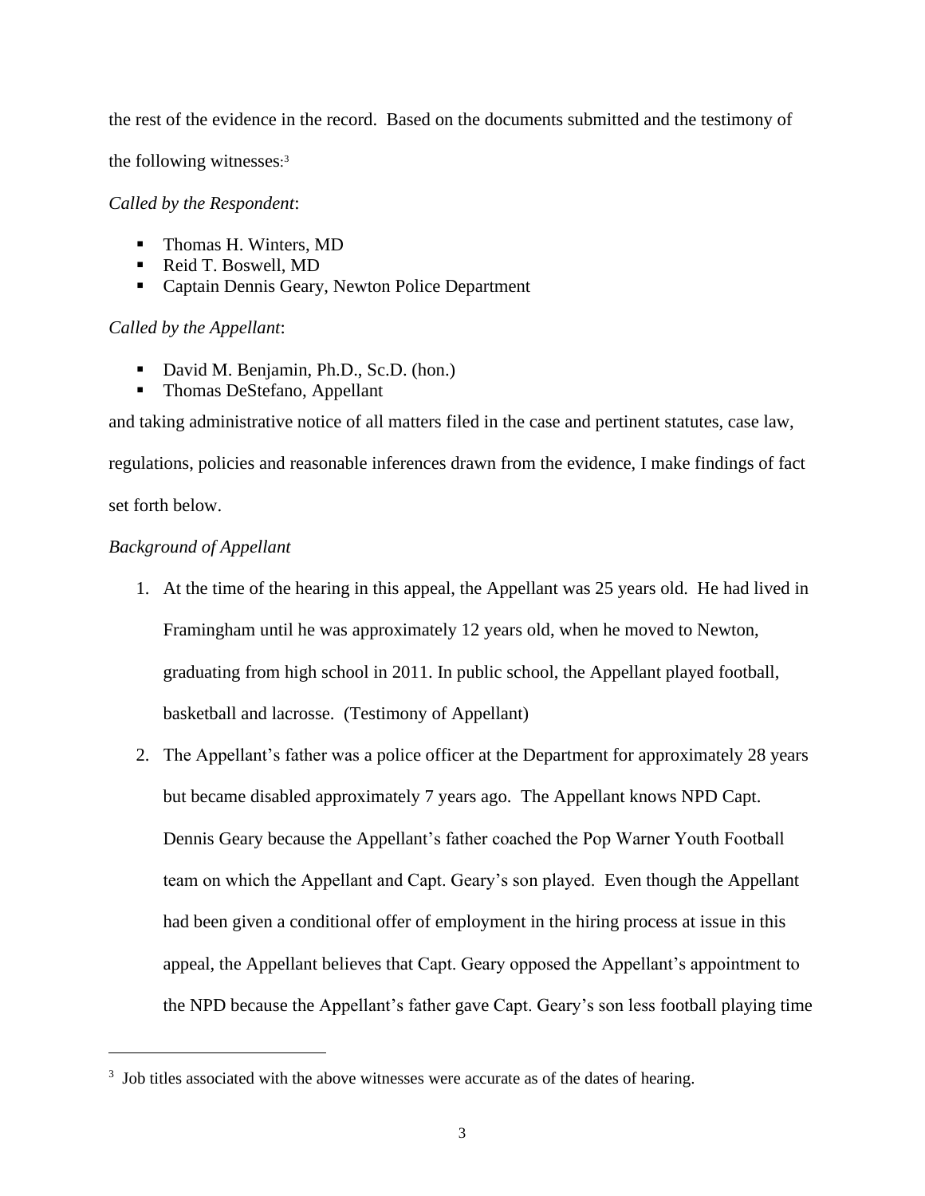the rest of the evidence in the record. Based on the documents submitted and the testimony of the following witnesses:[3]

*Called by the Respondent*:

- Thomas H. Winters, MD
- Reid T. Boswell, MD
- Captain Dennis Geary, Newton Police Department

*Called by the Appellant*:

- David M. Benjamin, Ph.D., Sc.D. (hon.)
- Thomas DeStefano, Appellant

and taking administrative notice of all matters filed in the case and pertinent statutes, case law, regulations, policies and reasonable inferences drawn from the evidence, I make findings of fact set forth below.

*Background of Appellant*

1. At the time of the hearing in this appeal, the Appellant was 25 years old. He had lived in Framingham until he was approximately 12 years old, when he moved to Newton, graduating from high school in 2011. In public school, the Appellant played football, basketball and lacrosse. (Testimony of Appellant)

2. The Appellant's father was a police officer at the Department for approximately 28 years but became disabled approximately 7 years ago. The Appellant knows NPD Capt. Dennis Geary because the Appellant's father coached the Pop Warner Youth Football team on which the Appellant and Capt. Geary's son played. Even though the Appellant had been given a conditional offer of employment in the hiring process at issue in this appeal, the Appellant believes that Capt. Geary opposed the Appellant's appointment to the NPD because the Appellant's father gave Capt. Geary's son less football playing time

---

[3] Job titles associated with the above witnesses were accurate as of the dates of hearing.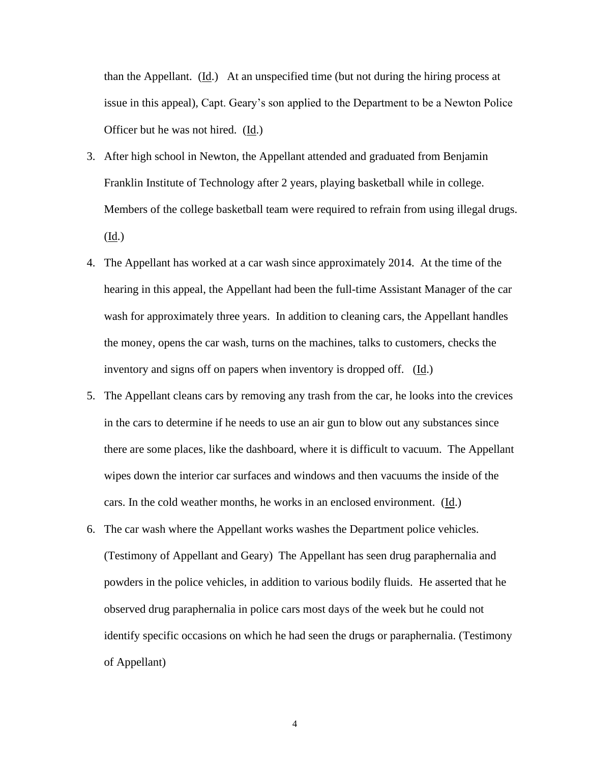than the Appellant. (Id.) At an unspecified time (but not during the hiring process at issue in this appeal), Capt. Geary's son applied to the Department to be a Newton Police Officer but he was not hired. (Id.)

3. After high school in Newton, the Appellant attended and graduated from Benjamin Franklin Institute of Technology after 2 years, playing basketball while in college. Members of the college basketball team were required to refrain from using illegal drugs. (Id.)

4. The Appellant has worked at a car wash since approximately 2014. At the time of the hearing in this appeal, the Appellant had been the full-time Assistant Manager of the car wash for approximately three years. In addition to cleaning cars, the Appellant handles the money, opens the car wash, turns on the machines, talks to customers, checks the inventory and signs off on papers when inventory is dropped off. (Id.)

5. The Appellant cleans cars by removing any trash from the car, he looks into the crevices in the cars to determine if he needs to use an air gun to blow out any substances since there are some places, like the dashboard, where it is difficult to vacuum. The Appellant wipes down the interior car surfaces and windows and then vacuums the inside of the cars. In the cold weather months, he works in an enclosed environment. (Id.)

6. The car wash where the Appellant works washes the Department police vehicles. (Testimony of Appellant and Geary) The Appellant has seen drug paraphernalia and powders in the police vehicles, in addition to various bodily fluids. He asserted that he observed drug paraphernalia in police cars most days of the week but he could not identify specific occasions on which he had seen the drugs or paraphernalia. (Testimony of Appellant)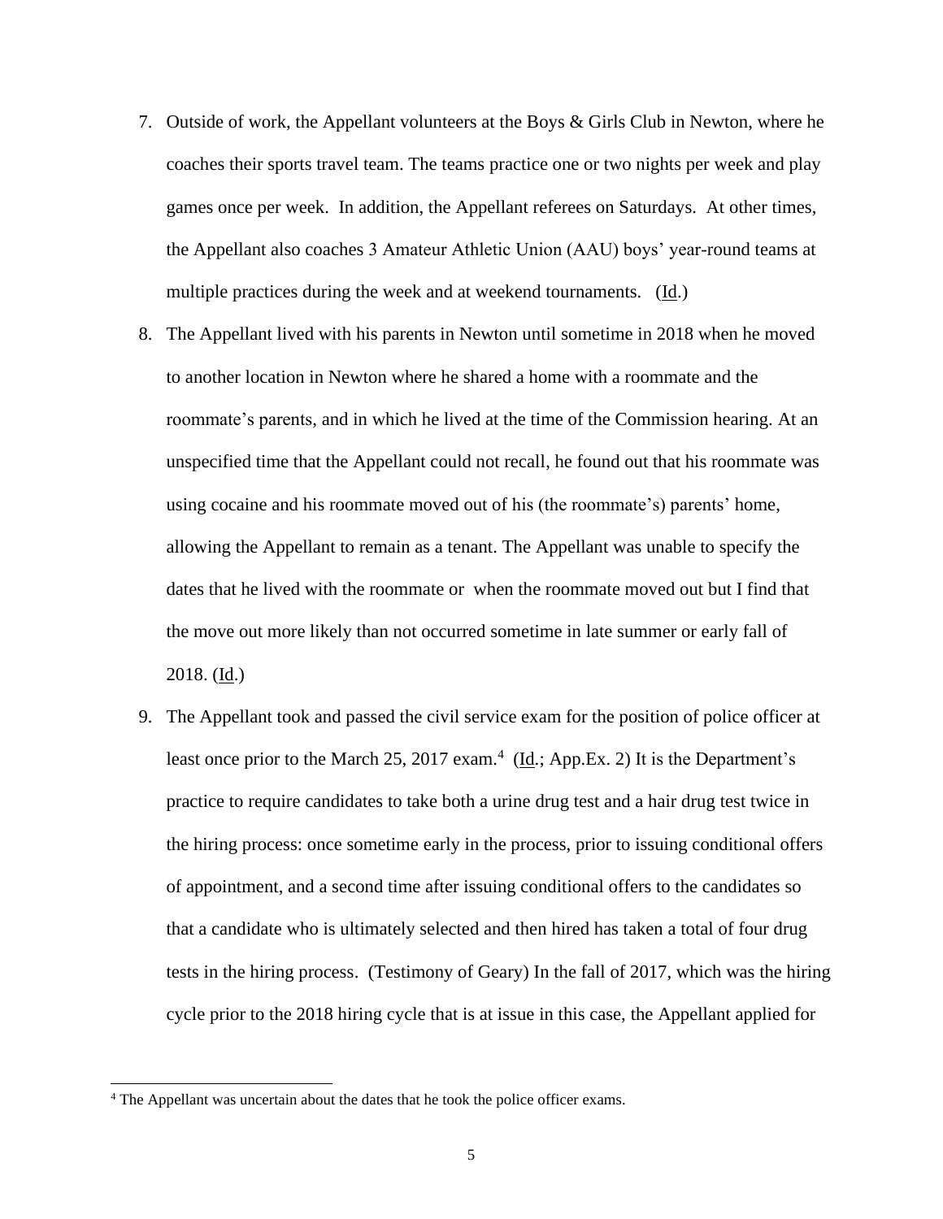7. Outside of work, the Appellant volunteers at the Boys & Girls Club in Newton, where he coaches their sports travel team. The teams practice one or two nights per week and play games once per week. In addition, the Appellant referees on Saturdays. At other times, the Appellant also coaches 3 Amateur Athletic Union (AAU) boys' year-round teams at multiple practices during the week and at weekend tournaments. (Id.)

8. The Appellant lived with his parents in Newton until sometime in 2018 when he moved to another location in Newton where he shared a home with a roommate and the roommate's parents, and in which he lived at the time of the Commission hearing. At an unspecified time that the Appellant could not recall, he found out that his roommate was using cocaine and his roommate moved out of his (the roommate's) parents' home, allowing the Appellant to remain as a tenant. The Appellant was unable to specify the dates that he lived with the roommate or when the roommate moved out but I find that the move out more likely than not occurred sometime in late summer or early fall of 2018. (Id.)

9. The Appellant took and passed the civil service exam for the position of police officer at least once prior to the March 25, 2017 exam.[4] (Id.; App.Ex. 2) It is the Department's practice to require candidates to take both a urine drug test and a hair drug test twice in the hiring process: once sometime early in the process, prior to issuing conditional offers of appointment, and a second time after issuing conditional offers to the candidates so that a candidate who is ultimately selected and then hired has taken a total of four drug tests in the hiring process. (Testimony of Geary) In the fall of 2017, which was the hiring cycle prior to the 2018 hiring cycle that is at issue in this case, the Appellant applied for

[4] The Appellant was uncertain about the dates that he took the police officer exams.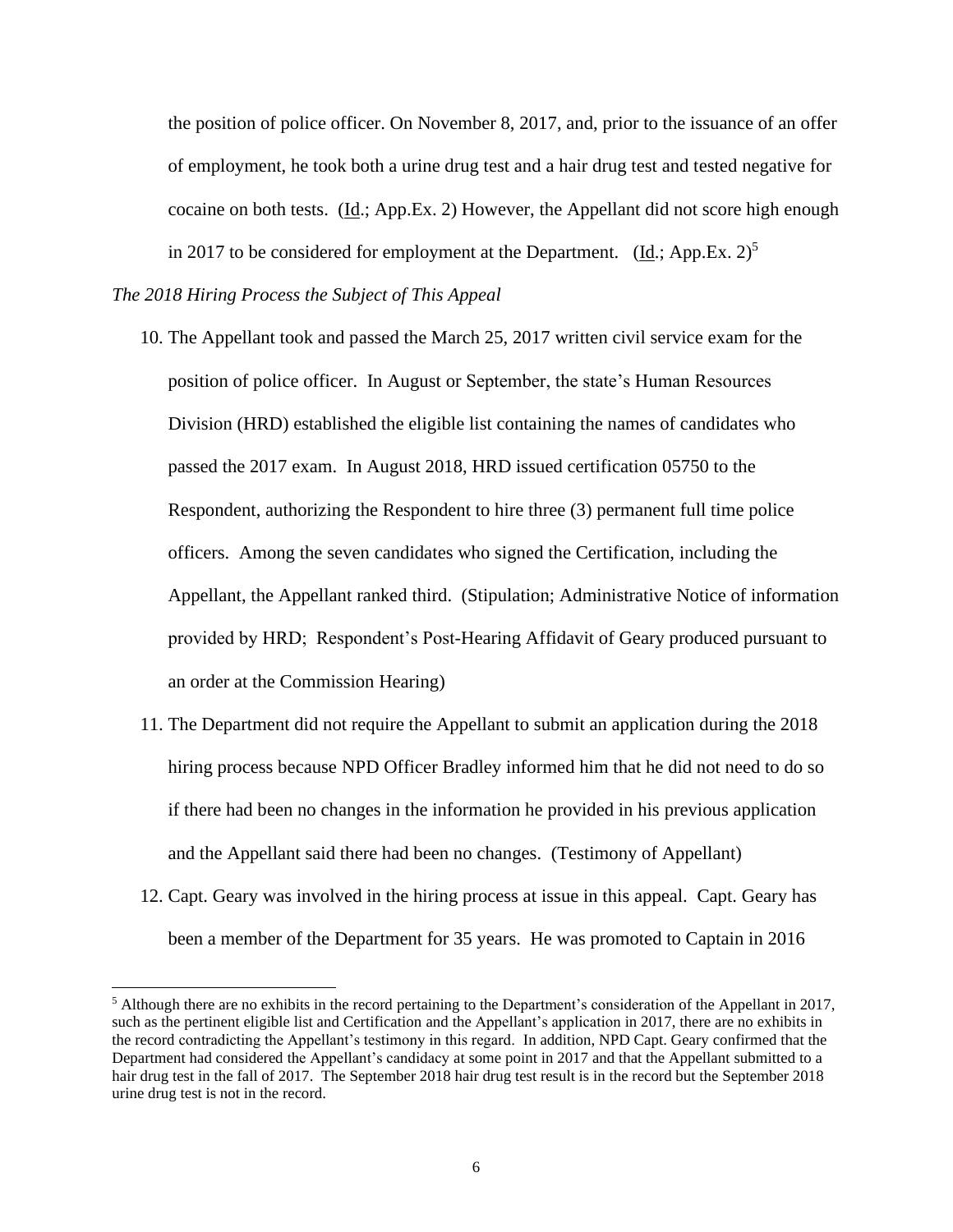the position of police officer. On November 8, 2017, and, prior to the issuance of an offer of employment, he took both a urine drug test and a hair drug test and tested negative for cocaine on both tests. (Id.; App.Ex. 2) However, the Appellant did not score high enough in 2017 to be considered for employment at the Department. (Id.; App.Ex. 2)[5]

*The 2018 Hiring Process the Subject of This Appeal*

10. The Appellant took and passed the March 25, 2017 written civil service exam for the position of police officer. In August or September, the state's Human Resources Division (HRD) established the eligible list containing the names of candidates who passed the 2017 exam. In August 2018, HRD issued certification 05750 to the Respondent, authorizing the Respondent to hire three (3) permanent full time police officers. Among the seven candidates who signed the Certification, including the Appellant, the Appellant ranked third. (Stipulation; Administrative Notice of information provided by HRD; Respondent's Post-Hearing Affidavit of Geary produced pursuant to an order at the Commission Hearing)

11. The Department did not require the Appellant to submit an application during the 2018 hiring process because NPD Officer Bradley informed him that he did not need to do so if there had been no changes in the information he provided in his previous application and the Appellant said there had been no changes. (Testimony of Appellant)

12. Capt. Geary was involved in the hiring process at issue in this appeal. Capt. Geary has been a member of the Department for 35 years. He was promoted to Captain in 2016

[5] Although there are no exhibits in the record pertaining to the Department's consideration of the Appellant in 2017, such as the pertinent eligible list and Certification and the Appellant's application in 2017, there are no exhibits in the record contradicting the Appellant's testimony in this regard. In addition, NPD Capt. Geary confirmed that the Department had considered the Appellant's candidacy at some point in 2017 and that the Appellant submitted to a hair drug test in the fall of 2017. The September 2018 hair drug test result is in the record but the September 2018 urine drug test is not in the record.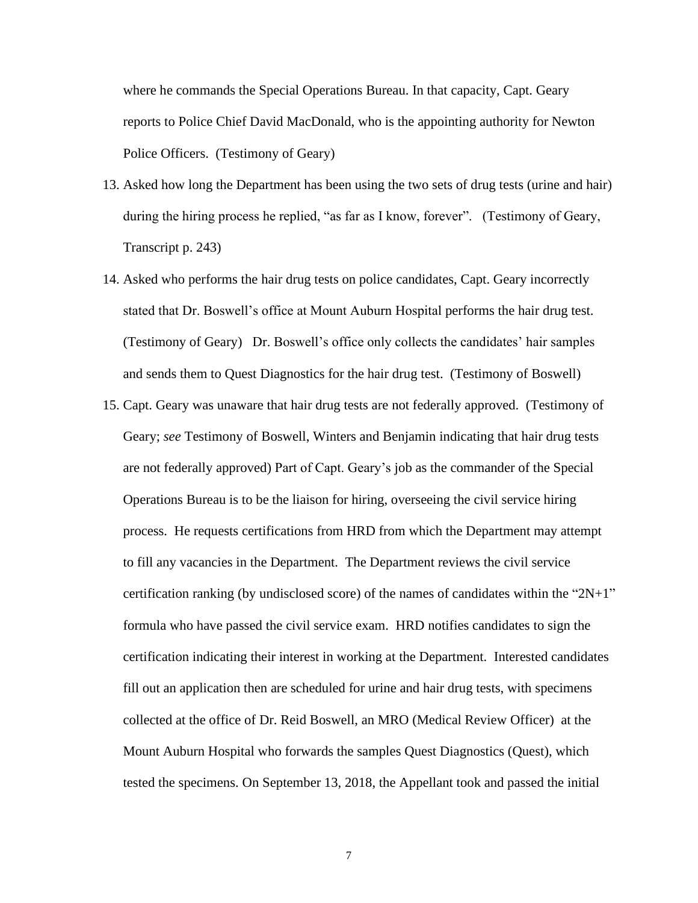where he commands the Special Operations Bureau. In that capacity, Capt. Geary reports to Police Chief David MacDonald, who is the appointing authority for Newton Police Officers. (Testimony of Geary)

13. Asked how long the Department has been using the two sets of drug tests (urine and hair) during the hiring process he replied, "as far as I know, forever". (Testimony of Geary, Transcript p. 243)

14. Asked who performs the hair drug tests on police candidates, Capt. Geary incorrectly stated that Dr. Boswell's office at Mount Auburn Hospital performs the hair drug test. (Testimony of Geary) Dr. Boswell's office only collects the candidates' hair samples and sends them to Quest Diagnostics for the hair drug test. (Testimony of Boswell)

15. Capt. Geary was unaware that hair drug tests are not federally approved. (Testimony of Geary; *see* Testimony of Boswell, Winters and Benjamin indicating that hair drug tests are not federally approved) Part of Capt. Geary's job as the commander of the Special Operations Bureau is to be the liaison for hiring, overseeing the civil service hiring process. He requests certifications from HRD from which the Department may attempt to fill any vacancies in the Department. The Department reviews the civil service certification ranking (by undisclosed score) of the names of candidates within the "2N+1" formula who have passed the civil service exam. HRD notifies candidates to sign the certification indicating their interest in working at the Department. Interested candidates fill out an application then are scheduled for urine and hair drug tests, with specimens collected at the office of Dr. Reid Boswell, an MRO (Medical Review Officer) at the Mount Auburn Hospital who forwards the samples Quest Diagnostics (Quest), which tested the specimens. On September 13, 2018, the Appellant took and passed the initial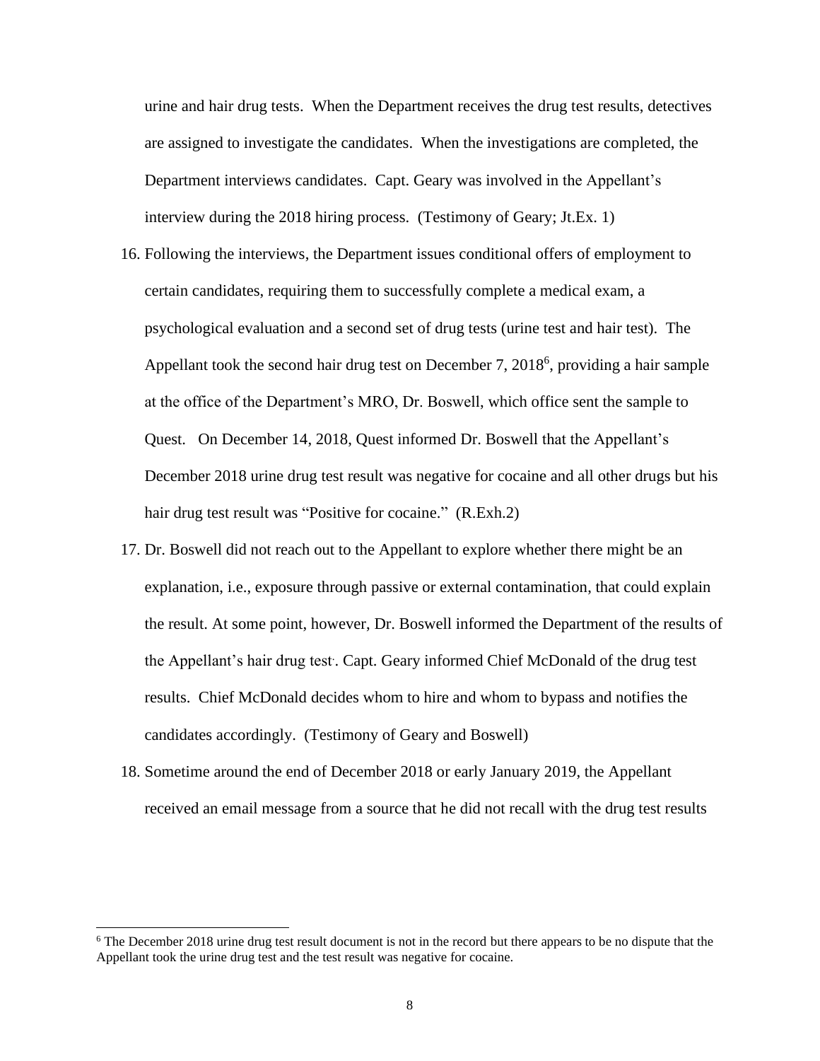urine and hair drug tests. When the Department receives the drug test results, detectives are assigned to investigate the candidates. When the investigations are completed, the Department interviews candidates. Capt. Geary was involved in the Appellant's interview during the 2018 hiring process. (Testimony of Geary; Jt.Ex. 1)

16. Following the interviews, the Department issues conditional offers of employment to certain candidates, requiring them to successfully complete a medical exam, a psychological evaluation and a second set of drug tests (urine test and hair test). The Appellant took the second hair drug test on December 7, 2018[6], providing a hair sample at the office of the Department's MRO, Dr. Boswell, which office sent the sample to Quest. On December 14, 2018, Quest informed Dr. Boswell that the Appellant's December 2018 urine drug test result was negative for cocaine and all other drugs but his hair drug test result was "Positive for cocaine." (R.Exh.2)

17. Dr. Boswell did not reach out to the Appellant to explore whether there might be an explanation, i.e., exposure through passive or external contamination, that could explain the result. At some point, however, Dr. Boswell informed the Department of the results of the Appellant's hair drug test. Capt. Geary informed Chief McDonald of the drug test results. Chief McDonald decides whom to hire and whom to bypass and notifies the candidates accordingly. (Testimony of Geary and Boswell)

18. Sometime around the end of December 2018 or early January 2019, the Appellant received an email message from a source that he did not recall with the drug test results

[6] The December 2018 urine drug test result document is not in the record but there appears to be no dispute that the Appellant took the urine drug test and the test result was negative for cocaine.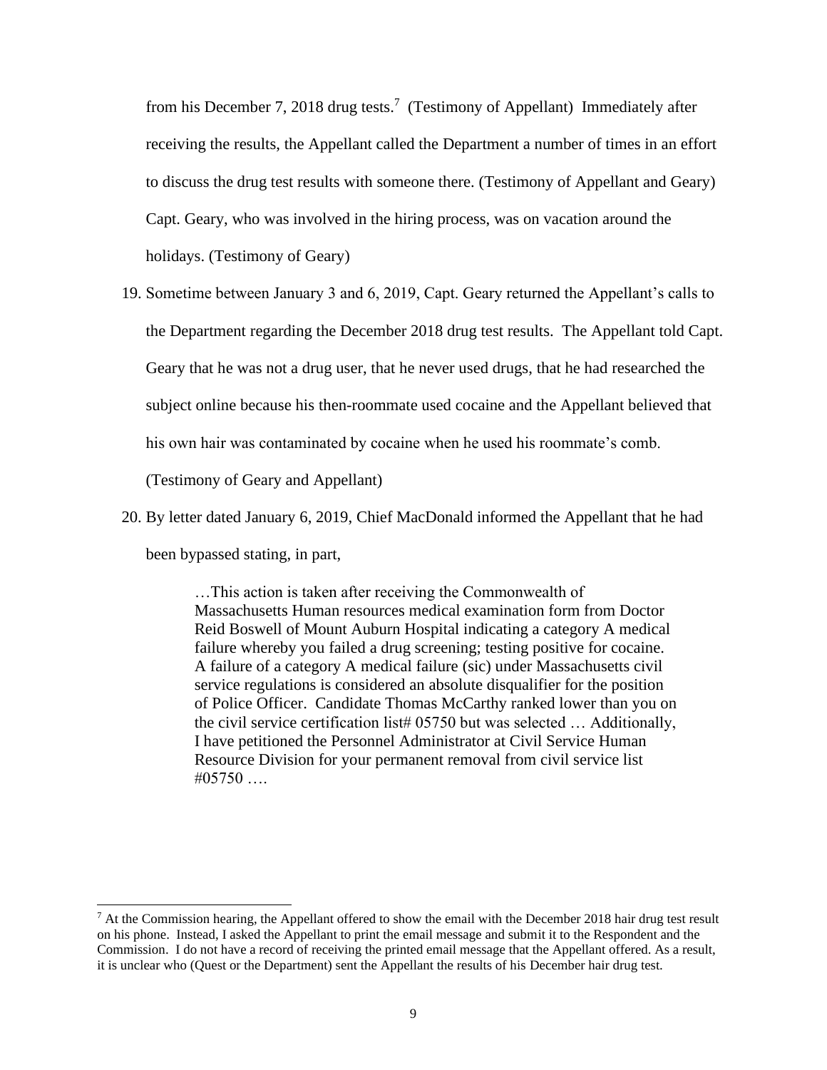from his December 7, 2018 drug tests.[7] (Testimony of Appellant) Immediately after receiving the results, the Appellant called the Department a number of times in an effort to discuss the drug test results with someone there. (Testimony of Appellant and Geary) Capt. Geary, who was involved in the hiring process, was on vacation around the holidays. (Testimony of Geary)

19. Sometime between January 3 and 6, 2019, Capt. Geary returned the Appellant's calls to the Department regarding the December 2018 drug test results. The Appellant told Capt. Geary that he was not a drug user, that he never used drugs, that he had researched the subject online because his then-roommate used cocaine and the Appellant believed that his own hair was contaminated by cocaine when he used his roommate's comb. (Testimony of Geary and Appellant)

20. By letter dated January 6, 2019, Chief MacDonald informed the Appellant that he had been bypassed stating, in part,

> …This action is taken after receiving the Commonwealth of Massachusetts Human resources medical examination form from Doctor Reid Boswell of Mount Auburn Hospital indicating a category A medical failure whereby you failed a drug screening; testing positive for cocaine. A failure of a category A medical failure (sic) under Massachusetts civil service regulations is considered an absolute disqualifier for the position of Police Officer. Candidate Thomas McCarthy ranked lower than you on the civil service certification list# 05750 but was selected … Additionally, I have petitioned the Personnel Administrator at Civil Service Human Resource Division for your permanent removal from civil service list #05750 ….

[7] At the Commission hearing, the Appellant offered to show the email with the December 2018 hair drug test result on his phone. Instead, I asked the Appellant to print the email message and submit it to the Respondent and the Commission. I do not have a record of receiving the printed email message that the Appellant offered. As a result, it is unclear who (Quest or the Department) sent the Appellant the results of his December hair drug test.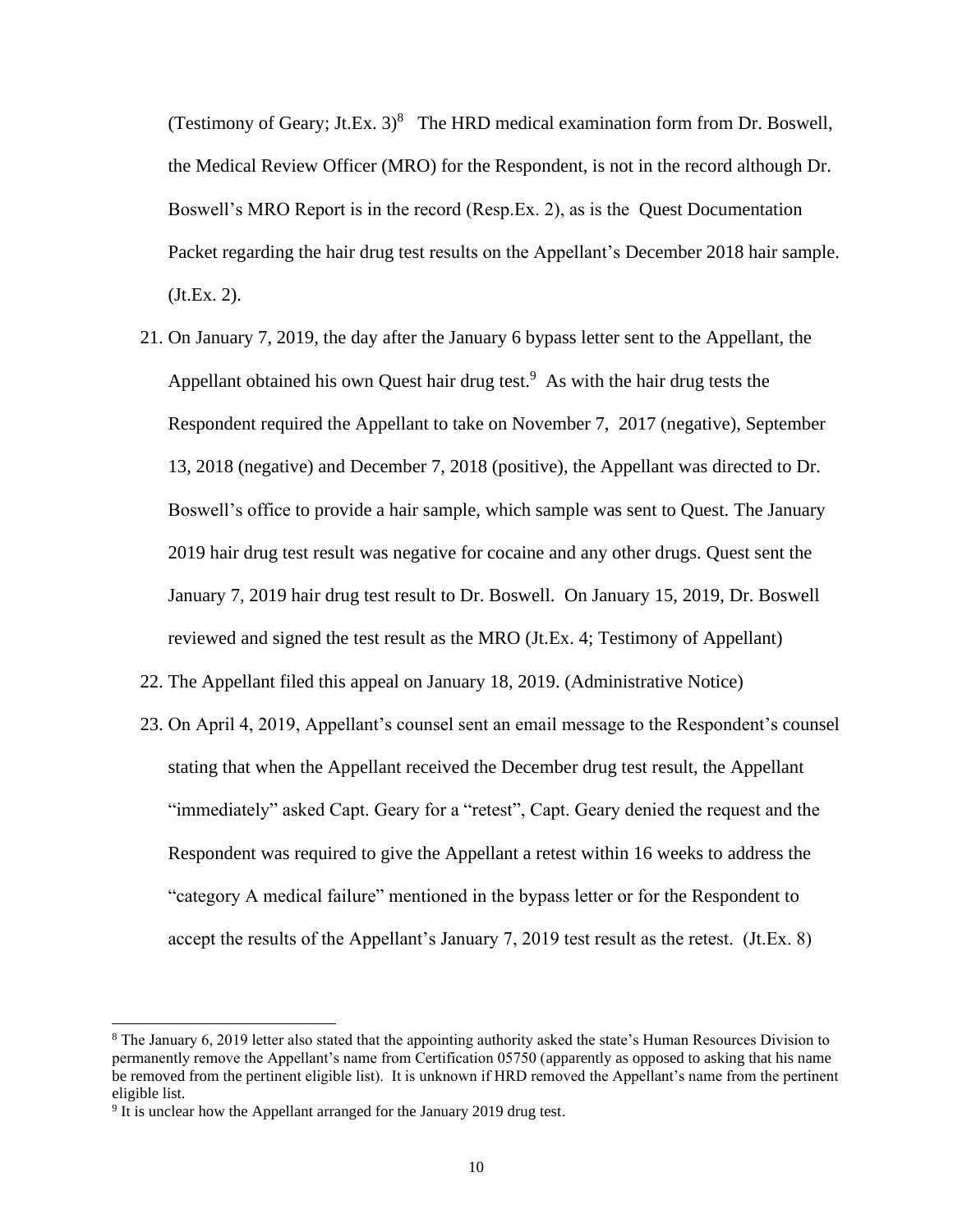(Testimony of Geary; Jt.Ex. 3)[8] The HRD medical examination form from Dr. Boswell, the Medical Review Officer (MRO) for the Respondent, is not in the record although Dr. Boswell's MRO Report is in the record (Resp.Ex. 2), as is the Quest Documentation Packet regarding the hair drug test results on the Appellant's December 2018 hair sample. (Jt.Ex. 2).

21. On January 7, 2019, the day after the January 6 bypass letter sent to the Appellant, the Appellant obtained his own Quest hair drug test.[9] As with the hair drug tests the Respondent required the Appellant to take on November 7, 2017 (negative), September 13, 2018 (negative) and December 7, 2018 (positive), the Appellant was directed to Dr. Boswell's office to provide a hair sample, which sample was sent to Quest. The January 2019 hair drug test result was negative for cocaine and any other drugs. Quest sent the January 7, 2019 hair drug test result to Dr. Boswell. On January 15, 2019, Dr. Boswell reviewed and signed the test result as the MRO (Jt.Ex. 4; Testimony of Appellant)
22. The Appellant filed this appeal on January 18, 2019. (Administrative Notice)
23. On April 4, 2019, Appellant's counsel sent an email message to the Respondent's counsel stating that when the Appellant received the December drug test result, the Appellant "immediately" asked Capt. Geary for a "retest", Capt. Geary denied the request and the Respondent was required to give the Appellant a retest within 16 weeks to address the "category A medical failure" mentioned in the bypass letter or for the Respondent to accept the results of the Appellant's January 7, 2019 test result as the retest. (Jt.Ex. 8)

---

[8] The January 6, 2019 letter also stated that the appointing authority asked the state's Human Resources Division to permanently remove the Appellant's name from Certification 05750 (apparently as opposed to asking that his name be removed from the pertinent eligible list). It is unknown if HRD removed the Appellant's name from the pertinent eligible list.

[9] It is unclear how the Appellant arranged for the January 2019 drug test.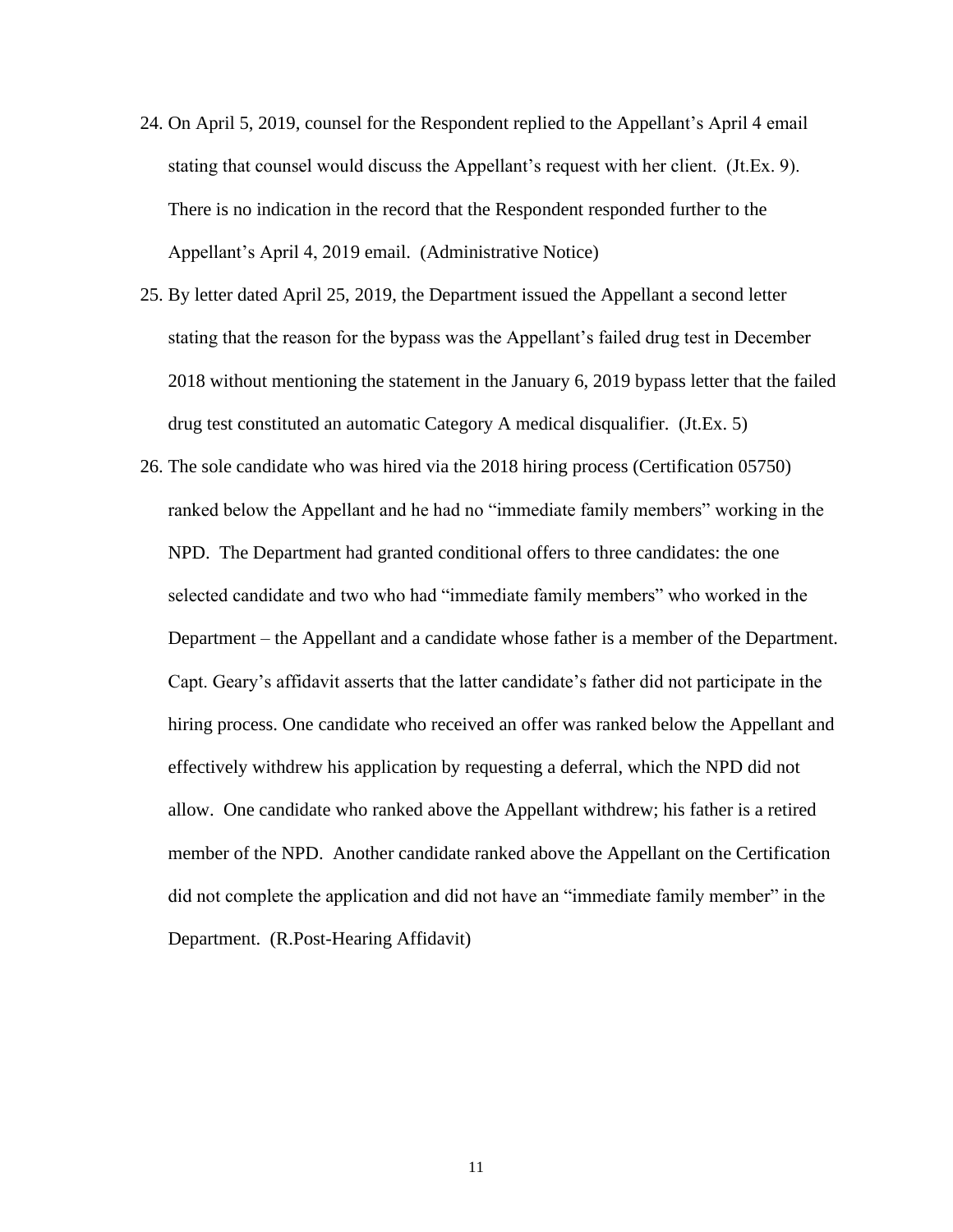24. On April 5, 2019, counsel for the Respondent replied to the Appellant's April 4 email stating that counsel would discuss the Appellant's request with her client. (Jt.Ex. 9). There is no indication in the record that the Respondent responded further to the Appellant's April 4, 2019 email. (Administrative Notice)

25. By letter dated April 25, 2019, the Department issued the Appellant a second letter stating that the reason for the bypass was the Appellant's failed drug test in December 2018 without mentioning the statement in the January 6, 2019 bypass letter that the failed drug test constituted an automatic Category A medical disqualifier. (Jt.Ex. 5)

26. The sole candidate who was hired via the 2018 hiring process (Certification 05750) ranked below the Appellant and he had no "immediate family members" working in the NPD. The Department had granted conditional offers to three candidates: the one selected candidate and two who had "immediate family members" who worked in the Department – the Appellant and a candidate whose father is a member of the Department. Capt. Geary's affidavit asserts that the latter candidate's father did not participate in the hiring process. One candidate who received an offer was ranked below the Appellant and effectively withdrew his application by requesting a deferral, which the NPD did not allow. One candidate who ranked above the Appellant withdrew; his father is a retired member of the NPD. Another candidate ranked above the Appellant on the Certification did not complete the application and did not have an "immediate family member" in the Department. (R.Post-Hearing Affidavit)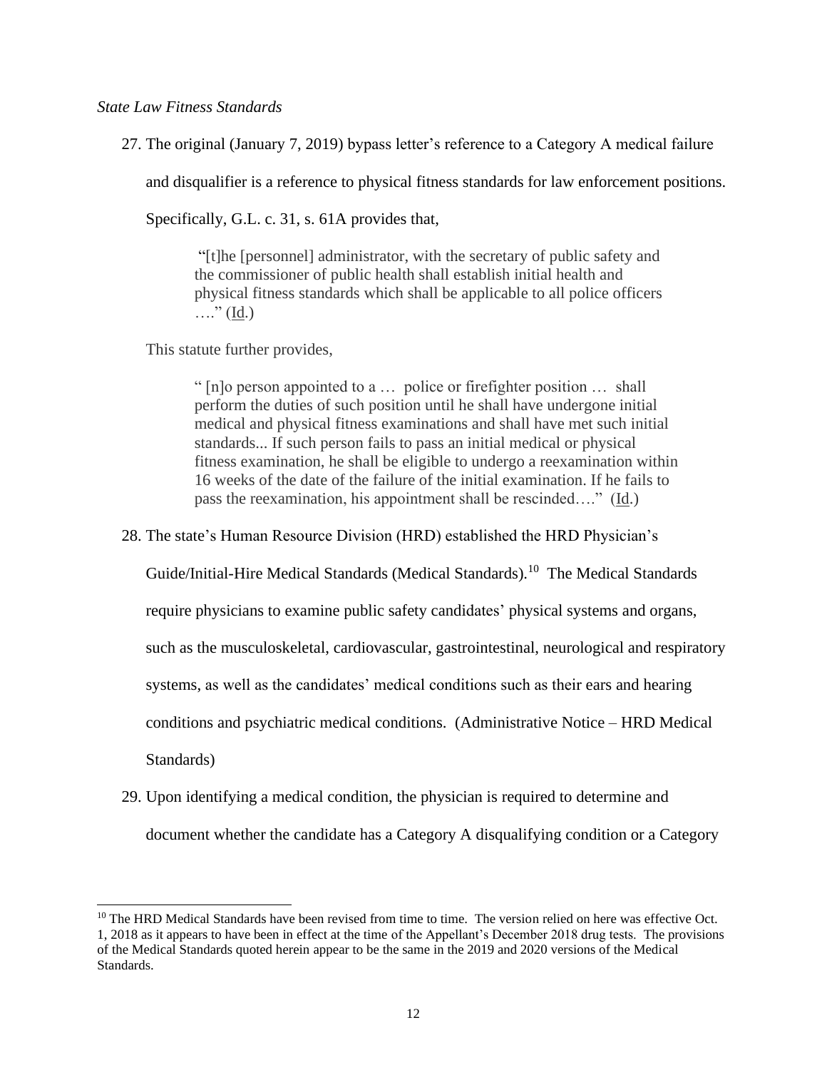*State Law Fitness Standards*

27. The original (January 7, 2019) bypass letter's reference to a Category A medical failure and disqualifier is a reference to physical fitness standards for law enforcement positions. Specifically, G.L. c. 31, s. 61A provides that,

    > "[t]he [personnel] administrator, with the secretary of public safety and the commissioner of public health shall establish initial health and physical fitness standards which shall be applicable to all police officers …." (Id.)

    This statute further provides,

    > " [n]o person appointed to a … police or firefighter position … shall perform the duties of such position until he shall have undergone initial medical and physical fitness examinations and shall have met such initial standards... If such person fails to pass an initial medical or physical fitness examination, he shall be eligible to undergo a reexamination within 16 weeks of the date of the failure of the initial examination. If he fails to pass the reexamination, his appointment shall be rescinded…." (Id.)

28. The state's Human Resource Division (HRD) established the HRD Physician's Guide/Initial-Hire Medical Standards (Medical Standards).[10] The Medical Standards require physicians to examine public safety candidates' physical systems and organs, such as the musculoskeletal, cardiovascular, gastrointestinal, neurological and respiratory systems, as well as the candidates' medical conditions such as their ears and hearing conditions and psychiatric medical conditions. (Administrative Notice – HRD Medical Standards)

29. Upon identifying a medical condition, the physician is required to determine and document whether the candidate has a Category A disqualifying condition or a Category

[10] The HRD Medical Standards have been revised from time to time. The version relied on here was effective Oct. 1, 2018 as it appears to have been in effect at the time of the Appellant's December 2018 drug tests. The provisions of the Medical Standards quoted herein appear to be the same in the 2019 and 2020 versions of the Medical Standards.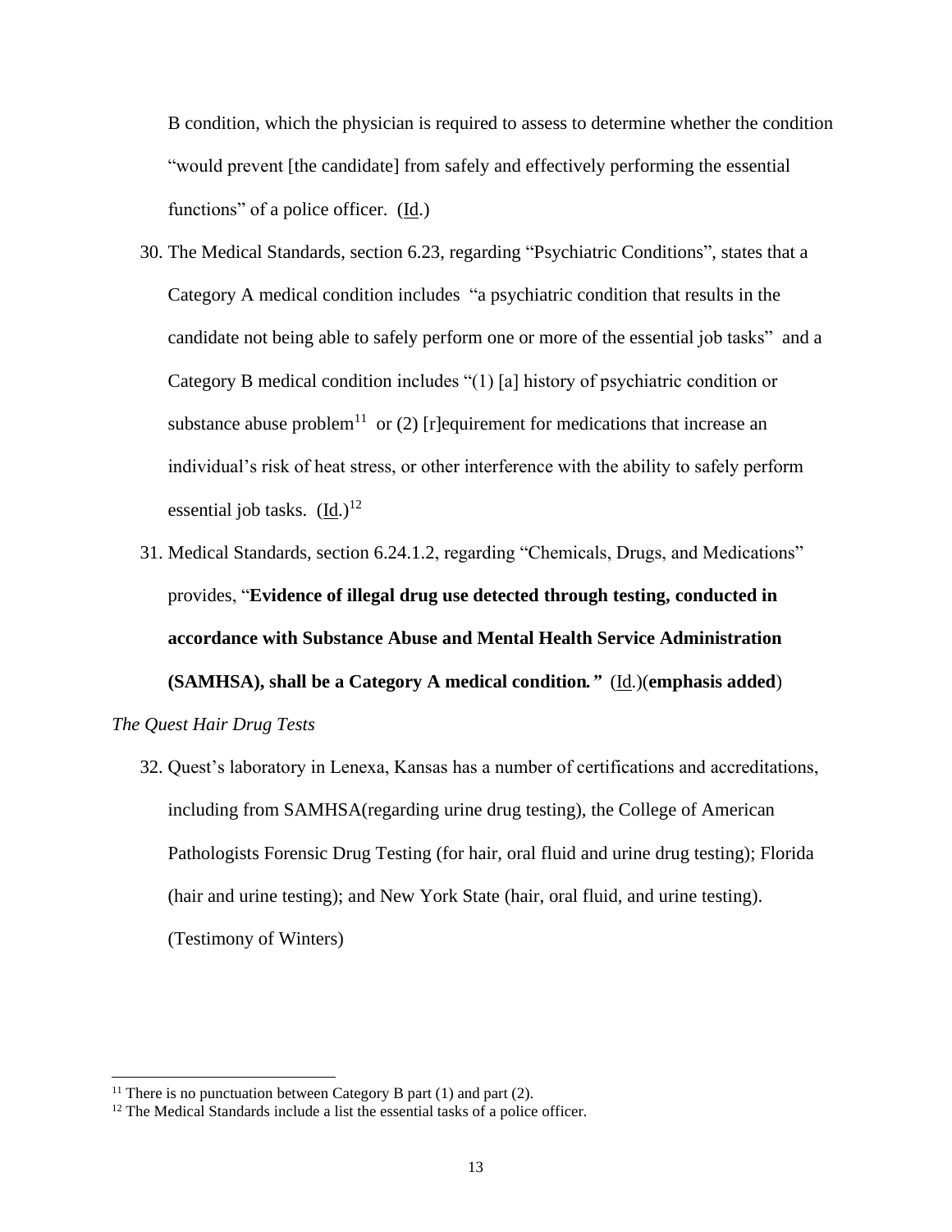B condition, which the physician is required to assess to determine whether the condition "would prevent [the candidate] from safely and effectively performing the essential functions" of a police officer. (Id.)

30. The Medical Standards, section 6.23, regarding "Psychiatric Conditions", states that a Category A medical condition includes "a psychiatric condition that results in the candidate not being able to safely perform one or more of the essential job tasks" and a Category B medical condition includes "(1) [a] history of psychiatric condition or substance abuse problem[11] or (2) [r]equirement for medications that increase an individual's risk of heat stress, or other interference with the ability to safely perform essential job tasks. (Id.)[12]

31. Medical Standards, section 6.24.1.2, regarding "Chemicals, Drugs, and Medications" provides, "**Evidence of illegal drug use detected through testing, conducted in accordance with Substance Abuse and Mental Health Service Administration (SAMHSA), shall be a Category A medical condition.**" (Id.)(**emphasis added**)

*The Quest Hair Drug Tests*

32. Quest's laboratory in Lenexa, Kansas has a number of certifications and accreditations, including from SAMHSA(regarding urine drug testing), the College of American Pathologists Forensic Drug Testing (for hair, oral fluid and urine drug testing); Florida (hair and urine testing); and New York State (hair, oral fluid, and urine testing). (Testimony of Winters)

---

[11] There is no punctuation between Category B part (1) and part (2).

[12] The Medical Standards include a list the essential tasks of a police officer.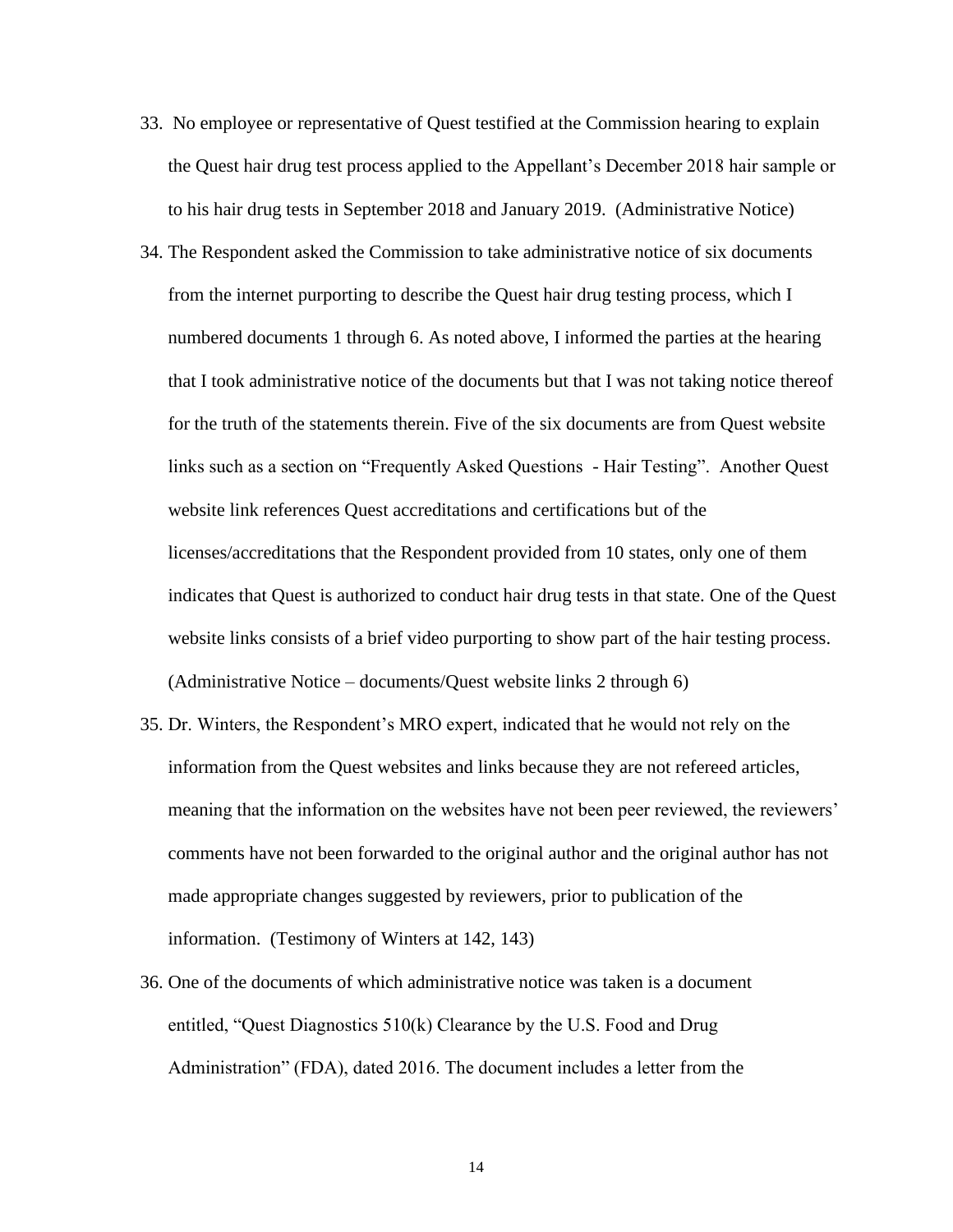33. No employee or representative of Quest testified at the Commission hearing to explain the Quest hair drug test process applied to the Appellant's December 2018 hair sample or to his hair drug tests in September 2018 and January 2019. (Administrative Notice)

34. The Respondent asked the Commission to take administrative notice of six documents from the internet purporting to describe the Quest hair drug testing process, which I numbered documents 1 through 6. As noted above, I informed the parties at the hearing that I took administrative notice of the documents but that I was not taking notice thereof for the truth of the statements therein. Five of the six documents are from Quest website links such as a section on "Frequently Asked Questions - Hair Testing". Another Quest website link references Quest accreditations and certifications but of the licenses/accreditations that the Respondent provided from 10 states, only one of them indicates that Quest is authorized to conduct hair drug tests in that state. One of the Quest website links consists of a brief video purporting to show part of the hair testing process. (Administrative Notice – documents/Quest website links 2 through 6)

35. Dr. Winters, the Respondent's MRO expert, indicated that he would not rely on the information from the Quest websites and links because they are not refereed articles, meaning that the information on the websites have not been peer reviewed, the reviewers' comments have not been forwarded to the original author and the original author has not made appropriate changes suggested by reviewers, prior to publication of the information. (Testimony of Winters at 142, 143)

36. One of the documents of which administrative notice was taken is a document entitled, "Quest Diagnostics 510(k) Clearance by the U.S. Food and Drug Administration" (FDA), dated 2016. The document includes a letter from the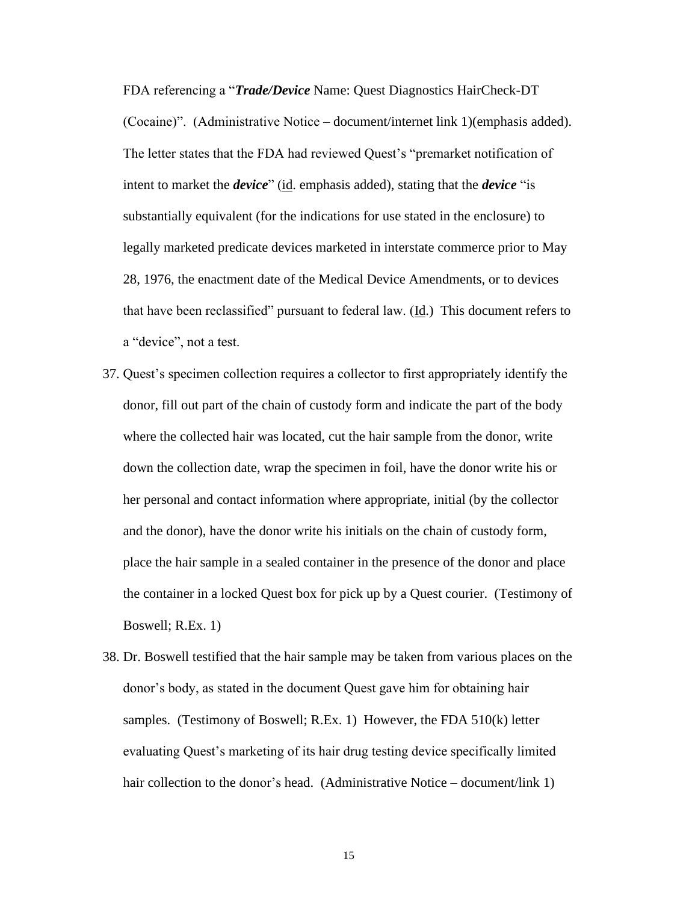FDA referencing a "***Trade/Device*** Name: Quest Diagnostics HairCheck-DT (Cocaine)". (Administrative Notice – document/internet link 1)(emphasis added). The letter states that the FDA had reviewed Quest's "premarket notification of intent to market the ***device***" (id. emphasis added), stating that the ***device*** "is substantially equivalent (for the indications for use stated in the enclosure) to legally marketed predicate devices marketed in interstate commerce prior to May 28, 1976, the enactment date of the Medical Device Amendments, or to devices that have been reclassified" pursuant to federal law. (Id.) This document refers to a "device", not a test.

37. Quest's specimen collection requires a collector to first appropriately identify the donor, fill out part of the chain of custody form and indicate the part of the body where the collected hair was located, cut the hair sample from the donor, write down the collection date, wrap the specimen in foil, have the donor write his or her personal and contact information where appropriate, initial (by the collector and the donor), have the donor write his initials on the chain of custody form, place the hair sample in a sealed container in the presence of the donor and place the container in a locked Quest box for pick up by a Quest courier. (Testimony of Boswell; R.Ex. 1)

38. Dr. Boswell testified that the hair sample may be taken from various places on the donor's body, as stated in the document Quest gave him for obtaining hair samples. (Testimony of Boswell; R.Ex. 1) However, the FDA 510(k) letter evaluating Quest's marketing of its hair drug testing device specifically limited hair collection to the donor's head. (Administrative Notice – document/link 1)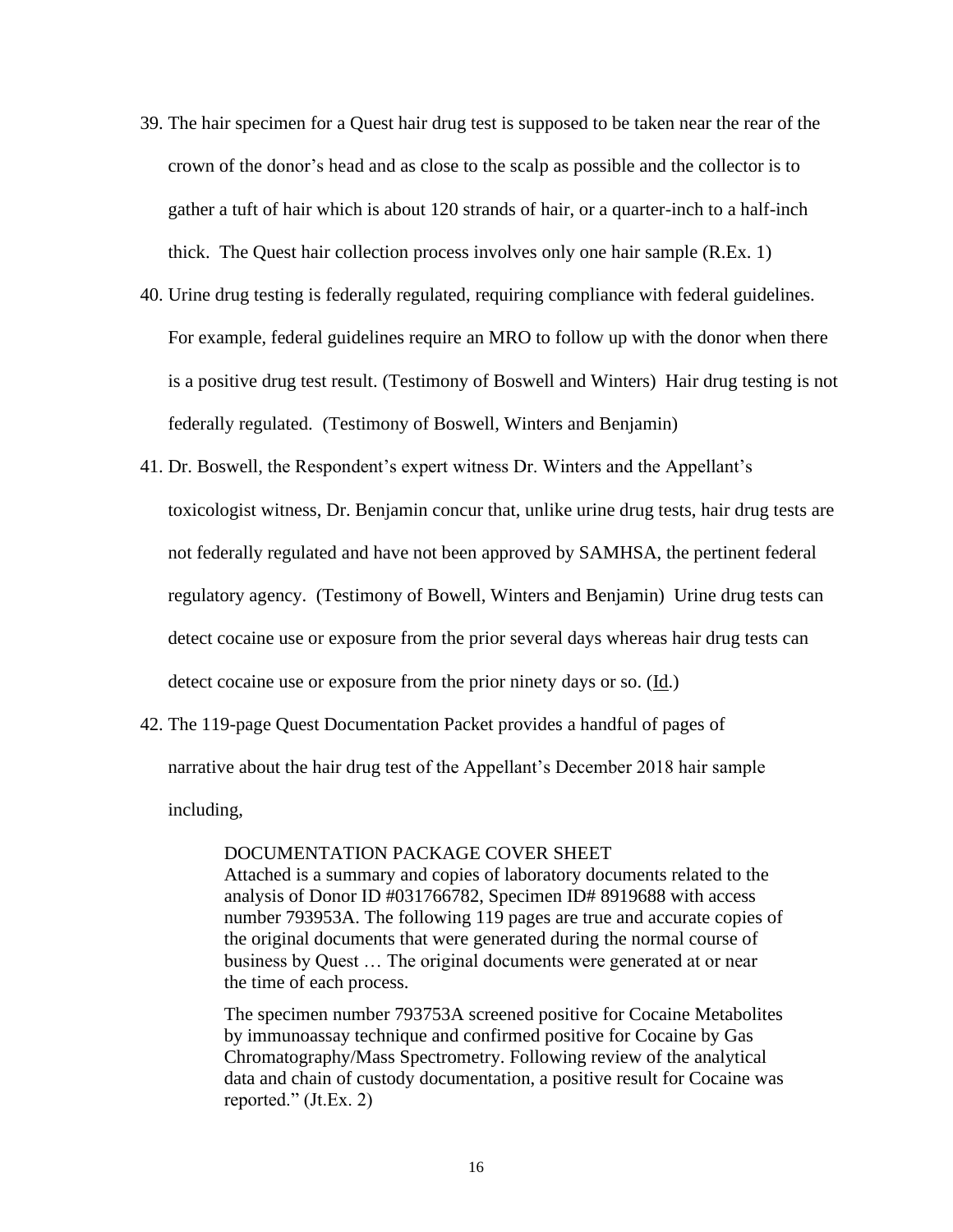39. The hair specimen for a Quest hair drug test is supposed to be taken near the rear of the crown of the donor's head and as close to the scalp as possible and the collector is to gather a tuft of hair which is about 120 strands of hair, or a quarter-inch to a half-inch thick. The Quest hair collection process involves only one hair sample (R.Ex. 1)

40. Urine drug testing is federally regulated, requiring compliance with federal guidelines. For example, federal guidelines require an MRO to follow up with the donor when there is a positive drug test result. (Testimony of Boswell and Winters) Hair drug testing is not federally regulated. (Testimony of Boswell, Winters and Benjamin)

41. Dr. Boswell, the Respondent's expert witness Dr. Winters and the Appellant's toxicologist witness, Dr. Benjamin concur that, unlike urine drug tests, hair drug tests are not federally regulated and have not been approved by SAMHSA, the pertinent federal regulatory agency. (Testimony of Bowell, Winters and Benjamin) Urine drug tests can detect cocaine use or exposure from the prior several days whereas hair drug tests can detect cocaine use or exposure from the prior ninety days or so. (Id.)

42. The 119-page Quest Documentation Packet provides a handful of pages of narrative about the hair drug test of the Appellant's December 2018 hair sample including,

> DOCUMENTATION PACKAGE COVER SHEET
> Attached is a summary and copies of laboratory documents related to the analysis of Donor ID #031766782, Specimen ID# 8919688 with access number 793953A. The following 119 pages are true and accurate copies of the original documents that were generated during the normal course of business by Quest … The original documents were generated at or near the time of each process.
>
> The specimen number 793753A screened positive for Cocaine Metabolites by immunoassay technique and confirmed positive for Cocaine by Gas Chromatography/Mass Spectrometry. Following review of the analytical data and chain of custody documentation, a positive result for Cocaine was reported." (Jt.Ex. 2)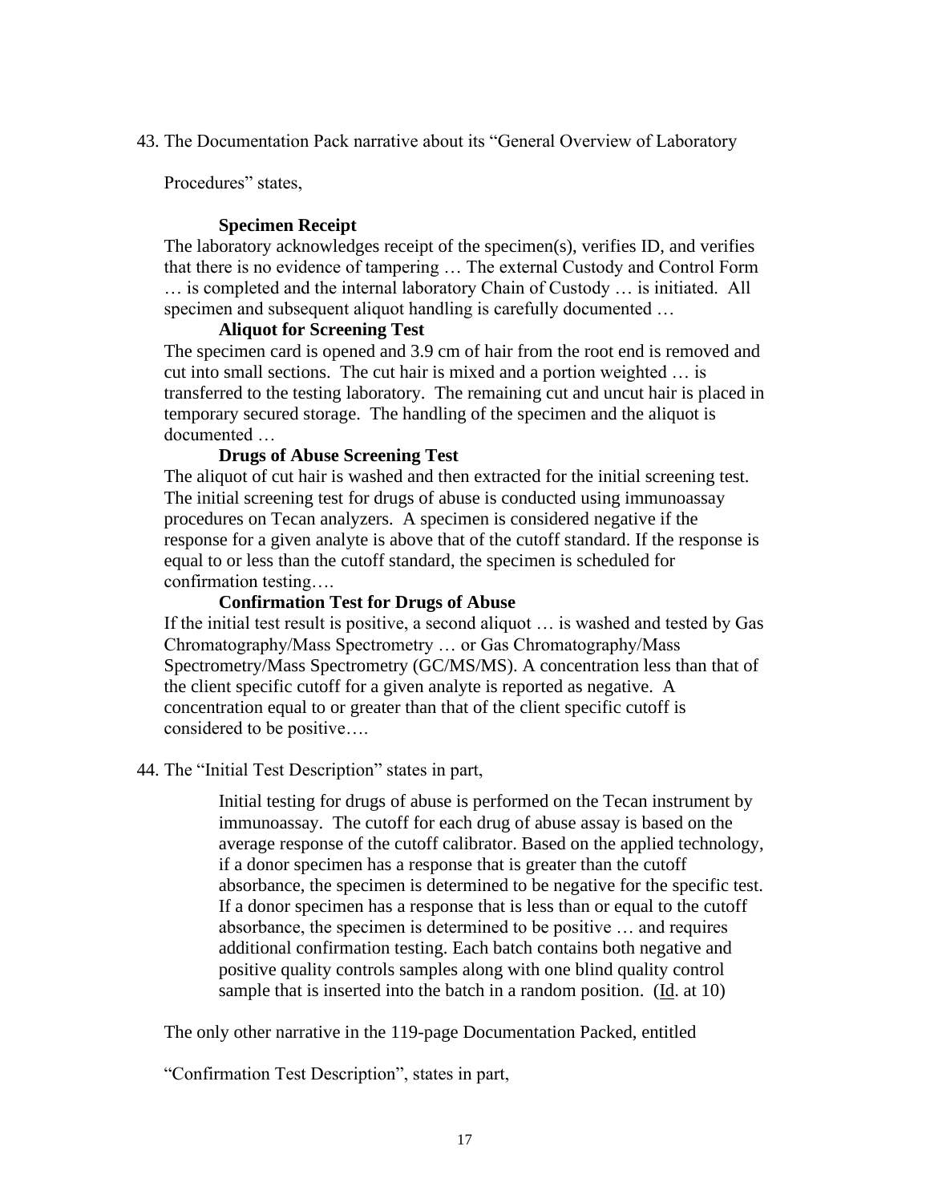43. The Documentation Pack narrative about its "General Overview of Laboratory Procedures" states,

> **Specimen Receipt**
>
> The laboratory acknowledges receipt of the specimen(s), verifies ID, and verifies that there is no evidence of tampering … The external Custody and Control Form … is completed and the internal laboratory Chain of Custody … is initiated. All specimen and subsequent aliquot handling is carefully documented …
>
> **Aliquot for Screening Test**
>
> The specimen card is opened and 3.9 cm of hair from the root end is removed and cut into small sections. The cut hair is mixed and a portion weighted … is transferred to the testing laboratory. The remaining cut and uncut hair is placed in temporary secured storage. The handling of the specimen and the aliquot is documented …
>
> **Drugs of Abuse Screening Test**
>
> The aliquot of cut hair is washed and then extracted for the initial screening test. The initial screening test for drugs of abuse is conducted using immunoassay procedures on Tecan analyzers. A specimen is considered negative if the response for a given analyte is above that of the cutoff standard. If the response is equal to or less than the cutoff standard, the specimen is scheduled for confirmation testing….
>
> **Confirmation Test for Drugs of Abuse**
>
> If the initial test result is positive, a second aliquot … is washed and tested by Gas Chromatography/Mass Spectrometry … or Gas Chromatography/Mass Spectrometry/Mass Spectrometry (GC/MS/MS). A concentration less than that of the client specific cutoff for a given analyte is reported as negative. A concentration equal to or greater than that of the client specific cutoff is considered to be positive….

44. The "Initial Test Description" states in part,

> Initial testing for drugs of abuse is performed on the Tecan instrument by immunoassay. The cutoff for each drug of abuse assay is based on the average response of the cutoff calibrator. Based on the applied technology, if a donor specimen has a response that is greater than the cutoff absorbance, the specimen is determined to be negative for the specific test. If a donor specimen has a response that is less than or equal to the cutoff absorbance, the specimen is determined to be positive … and requires additional confirmation testing. Each batch contains both negative and positive quality controls samples along with one blind quality control sample that is inserted into the batch in a random position. (Id. at 10)

The only other narrative in the 119-page Documentation Packed, entitled "Confirmation Test Description", states in part,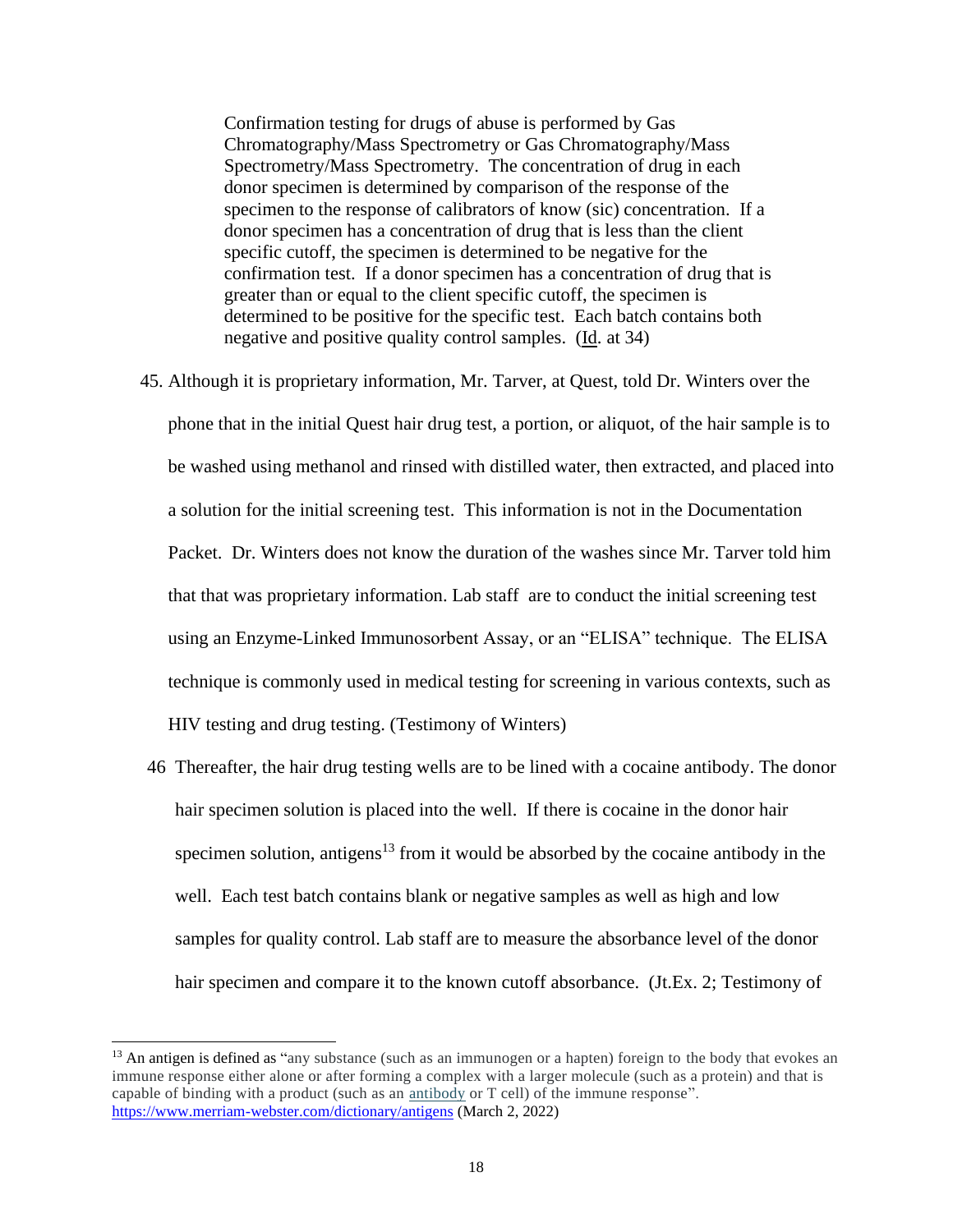> Confirmation testing for drugs of abuse is performed by Gas Chromatography/Mass Spectrometry or Gas Chromatography/Mass Spectrometry/Mass Spectrometry. The concentration of drug in each donor specimen is determined by comparison of the response of the specimen to the response of calibrators of know (sic) concentration. If a donor specimen has a concentration of drug that is less than the client specific cutoff, the specimen is determined to be negative for the confirmation test. If a donor specimen has a concentration of drug that is greater than or equal to the client specific cutoff, the specimen is determined to be positive for the specific test. Each batch contains both negative and positive quality control samples. (Id. at 34)

45. Although it is proprietary information, Mr. Tarver, at Quest, told Dr. Winters over the phone that in the initial Quest hair drug test, a portion, or aliquot, of the hair sample is to be washed using methanol and rinsed with distilled water, then extracted, and placed into a solution for the initial screening test. This information is not in the Documentation Packet. Dr. Winters does not know the duration of the washes since Mr. Tarver told him that that was proprietary information. Lab staff are to conduct the initial screening test using an Enzyme-Linked Immunosorbent Assay, or an "ELISA" technique. The ELISA technique is commonly used in medical testing for screening in various contexts, such as HIV testing and drug testing. (Testimony of Winters)

46. Thereafter, the hair drug testing wells are to be lined with a cocaine antibody. The donor hair specimen solution is placed into the well. If there is cocaine in the donor hair specimen solution, antigens[13] from it would be absorbed by the cocaine antibody in the well. Each test batch contains blank or negative samples as well as high and low samples for quality control. Lab staff are to measure the absorbance level of the donor hair specimen and compare it to the known cutoff absorbance. (Jt.Ex. 2; Testimony of

---

[13] An antigen is defined as "any substance (such as an immunogen or a hapten) foreign to the body that evokes an immune response either alone or after forming a complex with a larger molecule (such as a protein) and that is capable of binding with a product (such as an antibody or T cell) of the immune response". https://www.merriam-webster.com/dictionary/antigens (March 2, 2022)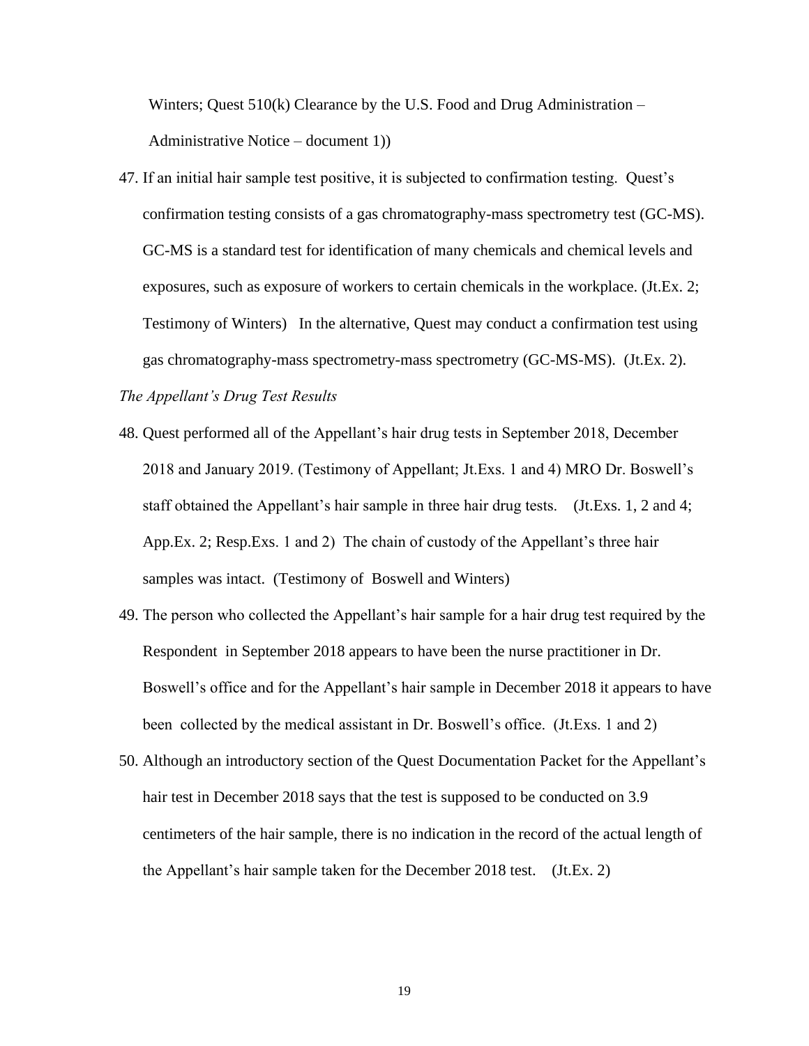Winters; Quest 510(k) Clearance by the U.S. Food and Drug Administration – Administrative Notice – document 1))

47. If an initial hair sample test positive, it is subjected to confirmation testing. Quest's confirmation testing consists of a gas chromatography-mass spectrometry test (GC-MS). GC-MS is a standard test for identification of many chemicals and chemical levels and exposures, such as exposure of workers to certain chemicals in the workplace. (Jt.Ex. 2; Testimony of Winters) In the alternative, Quest may conduct a confirmation test using gas chromatography-mass spectrometry-mass spectrometry (GC-MS-MS). (Jt.Ex. 2).

*The Appellant's Drug Test Results*

48. Quest performed all of the Appellant's hair drug tests in September 2018, December 2018 and January 2019. (Testimony of Appellant; Jt.Exs. 1 and 4) MRO Dr. Boswell's staff obtained the Appellant's hair sample in three hair drug tests. (Jt.Exs. 1, 2 and 4; App.Ex. 2; Resp.Exs. 1 and 2) The chain of custody of the Appellant's three hair samples was intact. (Testimony of Boswell and Winters)

49. The person who collected the Appellant's hair sample for a hair drug test required by the Respondent in September 2018 appears to have been the nurse practitioner in Dr. Boswell's office and for the Appellant's hair sample in December 2018 it appears to have been collected by the medical assistant in Dr. Boswell's office. (Jt.Exs. 1 and 2)

50. Although an introductory section of the Quest Documentation Packet for the Appellant's hair test in December 2018 says that the test is supposed to be conducted on 3.9 centimeters of the hair sample, there is no indication in the record of the actual length of the Appellant's hair sample taken for the December 2018 test. (Jt.Ex. 2)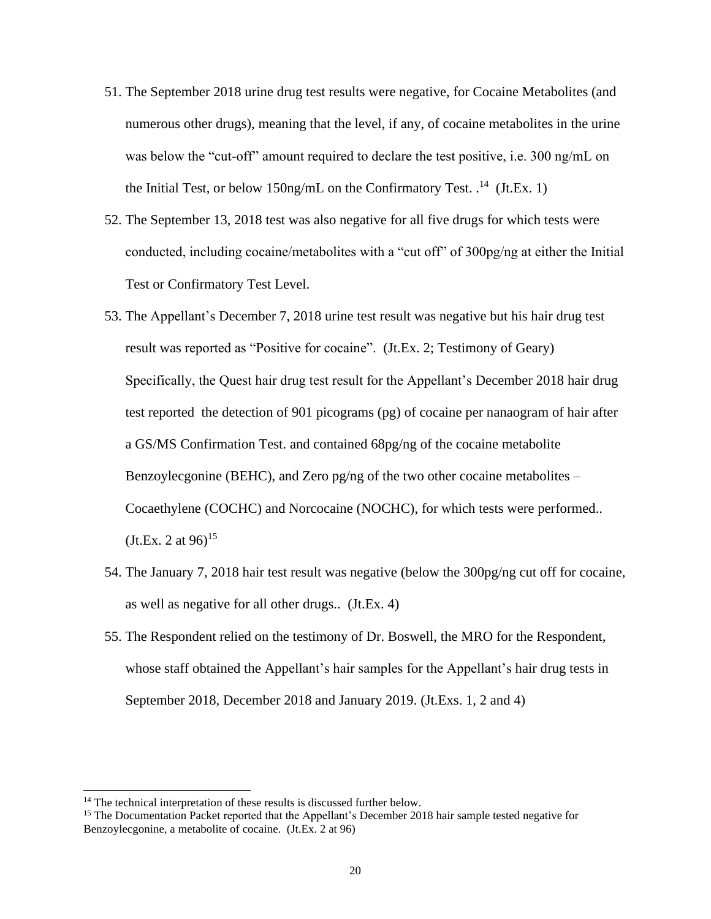51. The September 2018 urine drug test results were negative, for Cocaine Metabolites (and numerous other drugs), meaning that the level, if any, of cocaine metabolites in the urine was below the "cut-off" amount required to declare the test positive, i.e. 300 ng/mL on the Initial Test, or below 150ng/mL on the Confirmatory Test. .[14] (Jt.Ex. 1)

52. The September 13, 2018 test was also negative for all five drugs for which tests were conducted, including cocaine/metabolites with a "cut off" of 300pg/ng at either the Initial Test or Confirmatory Test Level.

53. The Appellant's December 7, 2018 urine test result was negative but his hair drug test result was reported as "Positive for cocaine". (Jt.Ex. 2; Testimony of Geary) Specifically, the Quest hair drug test result for the Appellant's December 2018 hair drug test reported the detection of 901 picograms (pg) of cocaine per nanaogram of hair after a GS/MS Confirmation Test. and contained 68pg/ng of the cocaine metabolite Benzoylecgonine (BEHC), and Zero pg/ng of the two other cocaine metabolites – Cocaethylene (COCHC) and Norcocaine (NOCHC), for which tests were performed.. (Jt.Ex. 2 at 96)[15]

54. The January 7, 2018 hair test result was negative (below the 300pg/ng cut off for cocaine, as well as negative for all other drugs.. (Jt.Ex. 4)

55. The Respondent relied on the testimony of Dr. Boswell, the MRO for the Respondent, whose staff obtained the Appellant's hair samples for the Appellant's hair drug tests in September 2018, December 2018 and January 2019. (Jt.Exs. 1, 2 and 4)

---

[14] The technical interpretation of these results is discussed further below.

[15] The Documentation Packet reported that the Appellant's December 2018 hair sample tested negative for Benzoylecgonine, a metabolite of cocaine. (Jt.Ex. 2 at 96)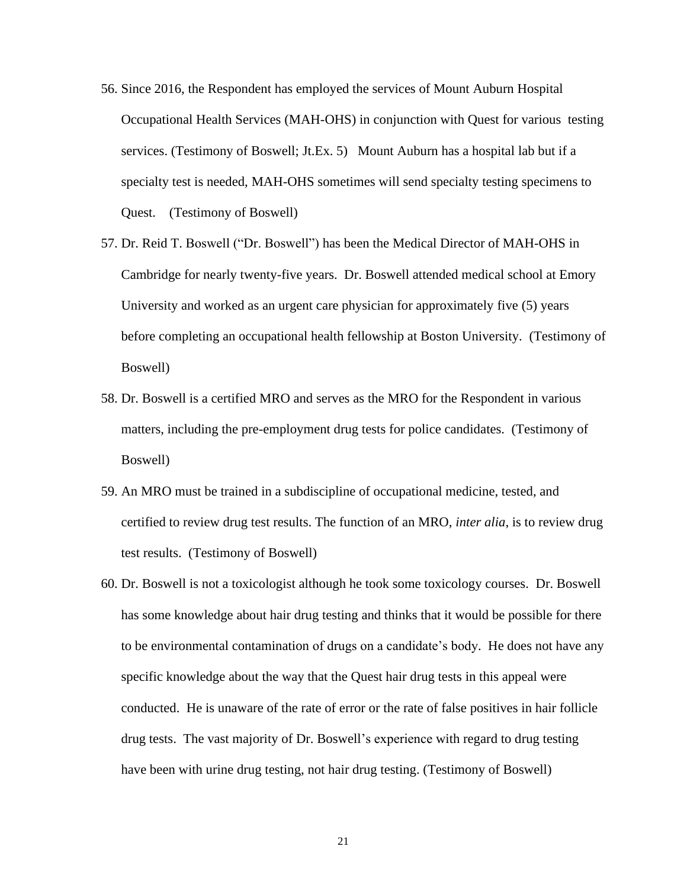56. Since 2016, the Respondent has employed the services of Mount Auburn Hospital Occupational Health Services (MAH-OHS) in conjunction with Quest for various testing services. (Testimony of Boswell; Jt.Ex. 5) Mount Auburn has a hospital lab but if a specialty test is needed, MAH-OHS sometimes will send specialty testing specimens to Quest. (Testimony of Boswell)

57. Dr. Reid T. Boswell ("Dr. Boswell") has been the Medical Director of MAH-OHS in Cambridge for nearly twenty-five years. Dr. Boswell attended medical school at Emory University and worked as an urgent care physician for approximately five (5) years before completing an occupational health fellowship at Boston University. (Testimony of Boswell)

58. Dr. Boswell is a certified MRO and serves as the MRO for the Respondent in various matters, including the pre-employment drug tests for police candidates. (Testimony of Boswell)

59. An MRO must be trained in a subdiscipline of occupational medicine, tested, and certified to review drug test results. The function of an MRO, *inter alia*, is to review drug test results. (Testimony of Boswell)

60. Dr. Boswell is not a toxicologist although he took some toxicology courses. Dr. Boswell has some knowledge about hair drug testing and thinks that it would be possible for there to be environmental contamination of drugs on a candidate's body. He does not have any specific knowledge about the way that the Quest hair drug tests in this appeal were conducted. He is unaware of the rate of error or the rate of false positives in hair follicle drug tests. The vast majority of Dr. Boswell's experience with regard to drug testing have been with urine drug testing, not hair drug testing. (Testimony of Boswell)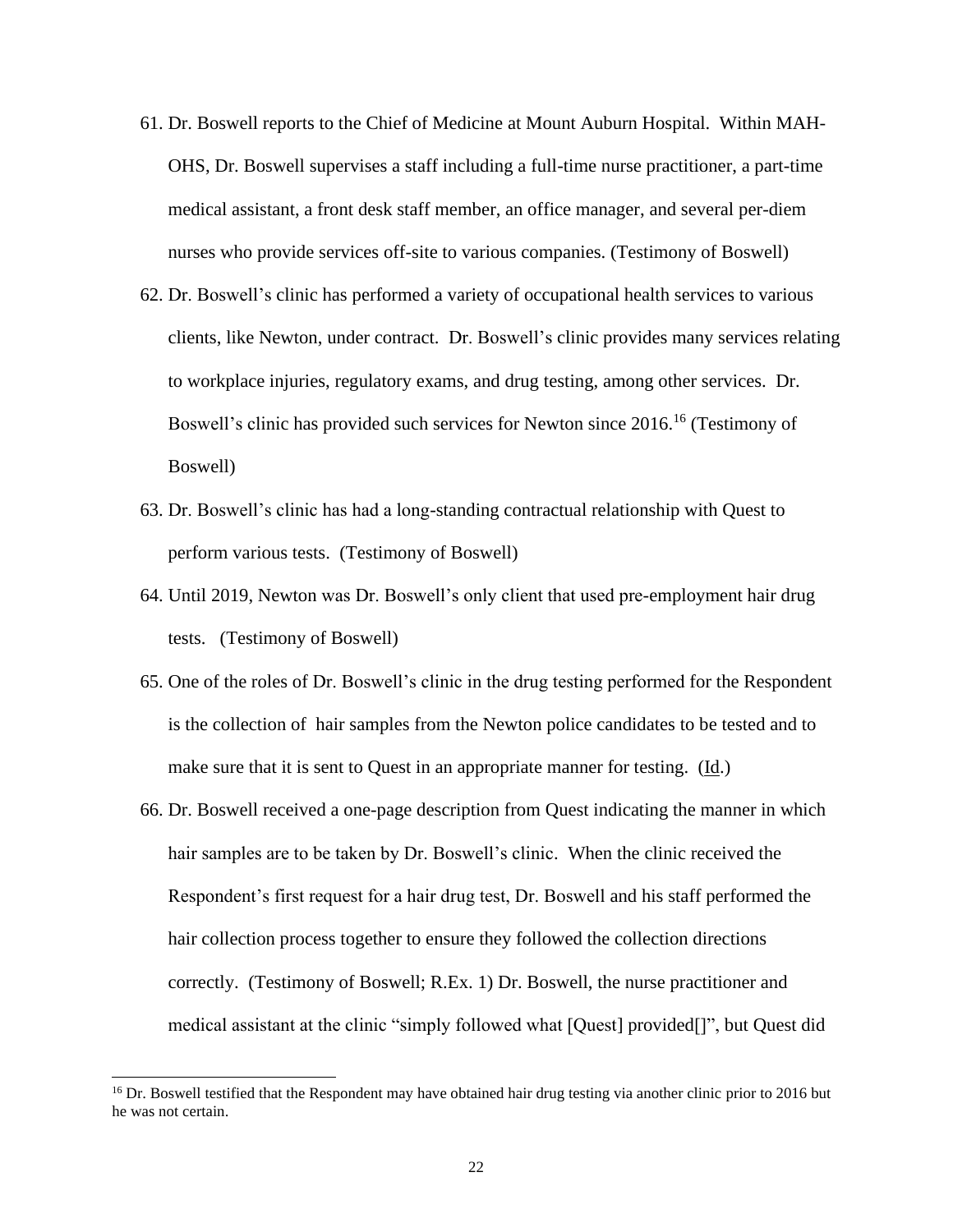61. Dr. Boswell reports to the Chief of Medicine at Mount Auburn Hospital. Within MAH-OHS, Dr. Boswell supervises a staff including a full-time nurse practitioner, a part-time medical assistant, a front desk staff member, an office manager, and several per-diem nurses who provide services off-site to various companies. (Testimony of Boswell)

62. Dr. Boswell's clinic has performed a variety of occupational health services to various clients, like Newton, under contract. Dr. Boswell's clinic provides many services relating to workplace injuries, regulatory exams, and drug testing, among other services. Dr. Boswell's clinic has provided such services for Newton since 2016.[16] (Testimony of Boswell)

63. Dr. Boswell's clinic has had a long-standing contractual relationship with Quest to perform various tests. (Testimony of Boswell)

64. Until 2019, Newton was Dr. Boswell's only client that used pre-employment hair drug tests. (Testimony of Boswell)

65. One of the roles of Dr. Boswell's clinic in the drug testing performed for the Respondent is the collection of hair samples from the Newton police candidates to be tested and to make sure that it is sent to Quest in an appropriate manner for testing. (Id.)

66. Dr. Boswell received a one-page description from Quest indicating the manner in which hair samples are to be taken by Dr. Boswell's clinic. When the clinic received the Respondent's first request for a hair drug test, Dr. Boswell and his staff performed the hair collection process together to ensure they followed the collection directions correctly. (Testimony of Boswell; R.Ex. 1) Dr. Boswell, the nurse practitioner and medical assistant at the clinic "simply followed what [Quest] provided[]", but Quest did

[16] Dr. Boswell testified that the Respondent may have obtained hair drug testing via another clinic prior to 2016 but he was not certain.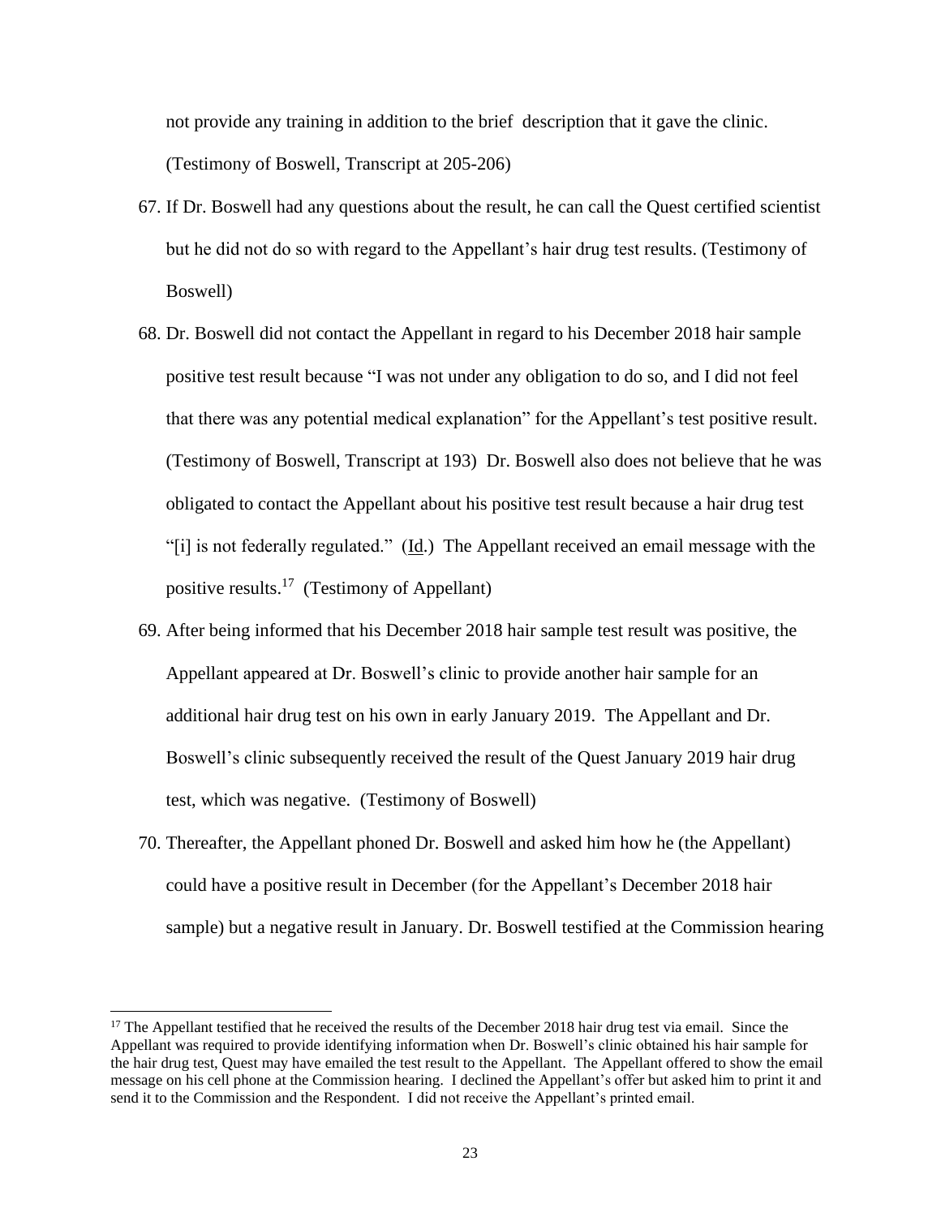not provide any training in addition to the brief description that it gave the clinic. (Testimony of Boswell, Transcript at 205-206)

67. If Dr. Boswell had any questions about the result, he can call the Quest certified scientist but he did not do so with regard to the Appellant's hair drug test results. (Testimony of Boswell)

68. Dr. Boswell did not contact the Appellant in regard to his December 2018 hair sample positive test result because "I was not under any obligation to do so, and I did not feel that there was any potential medical explanation" for the Appellant's test positive result. (Testimony of Boswell, Transcript at 193) Dr. Boswell also does not believe that he was obligated to contact the Appellant about his positive test result because a hair drug test "[i] is not federally regulated." (Id.) The Appellant received an email message with the positive results.[17] (Testimony of Appellant)

69. After being informed that his December 2018 hair sample test result was positive, the Appellant appeared at Dr. Boswell's clinic to provide another hair sample for an additional hair drug test on his own in early January 2019. The Appellant and Dr. Boswell's clinic subsequently received the result of the Quest January 2019 hair drug test, which was negative. (Testimony of Boswell)

70. Thereafter, the Appellant phoned Dr. Boswell and asked him how he (the Appellant) could have a positive result in December (for the Appellant's December 2018 hair sample) but a negative result in January. Dr. Boswell testified at the Commission hearing

---

[17] The Appellant testified that he received the results of the December 2018 hair drug test via email. Since the Appellant was required to provide identifying information when Dr. Boswell's clinic obtained his hair sample for the hair drug test, Quest may have emailed the test result to the Appellant. The Appellant offered to show the email message on his cell phone at the Commission hearing. I declined the Appellant's offer but asked him to print it and send it to the Commission and the Respondent. I did not receive the Appellant's printed email.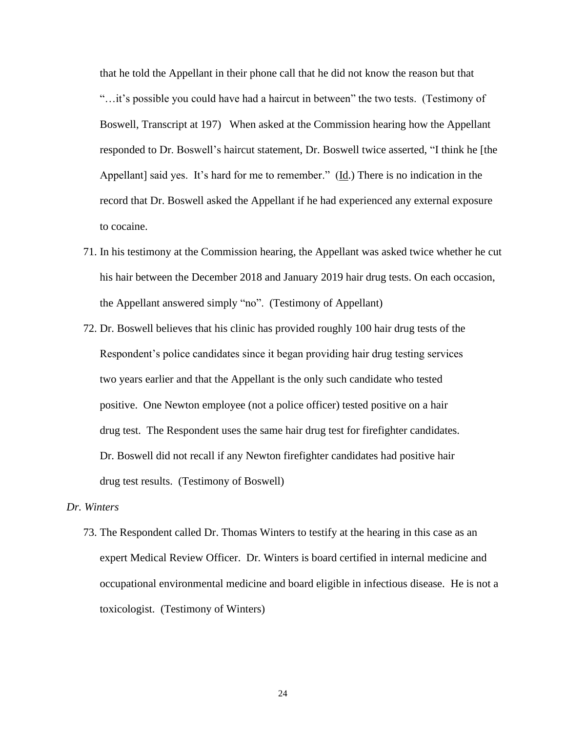that he told the Appellant in their phone call that he did not know the reason but that "…it's possible you could have had a haircut in between" the two tests. (Testimony of Boswell, Transcript at 197) When asked at the Commission hearing how the Appellant responded to Dr. Boswell's haircut statement, Dr. Boswell twice asserted, "I think he [the Appellant] said yes. It's hard for me to remember." (Id.) There is no indication in the record that Dr. Boswell asked the Appellant if he had experienced any external exposure to cocaine.

71. In his testimony at the Commission hearing, the Appellant was asked twice whether he cut his hair between the December 2018 and January 2019 hair drug tests. On each occasion, the Appellant answered simply "no". (Testimony of Appellant)

72. Dr. Boswell believes that his clinic has provided roughly 100 hair drug tests of the Respondent's police candidates since it began providing hair drug testing services two years earlier and that the Appellant is the only such candidate who tested positive. One Newton employee (not a police officer) tested positive on a hair drug test. The Respondent uses the same hair drug test for firefighter candidates. Dr. Boswell did not recall if any Newton firefighter candidates had positive hair drug test results. (Testimony of Boswell)

*Dr. Winters*

73. The Respondent called Dr. Thomas Winters to testify at the hearing in this case as an expert Medical Review Officer. Dr. Winters is board certified in internal medicine and occupational environmental medicine and board eligible in infectious disease. He is not a toxicologist. (Testimony of Winters)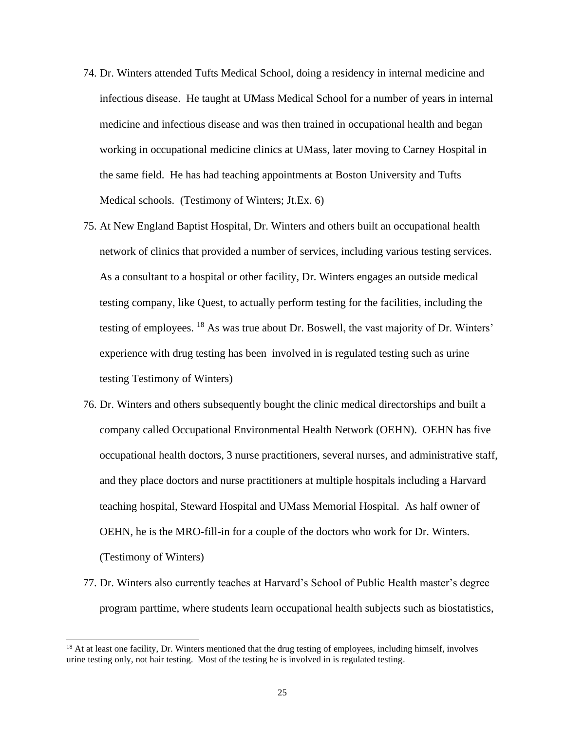74. Dr. Winters attended Tufts Medical School, doing a residency in internal medicine and infectious disease. He taught at UMass Medical School for a number of years in internal medicine and infectious disease and was then trained in occupational health and began working in occupational medicine clinics at UMass, later moving to Carney Hospital in the same field. He has had teaching appointments at Boston University and Tufts Medical schools. (Testimony of Winters; Jt.Ex. 6)

75. At New England Baptist Hospital, Dr. Winters and others built an occupational health network of clinics that provided a number of services, including various testing services. As a consultant to a hospital or other facility, Dr. Winters engages an outside medical testing company, like Quest, to actually perform testing for the facilities, including the testing of employees. [18] As was true about Dr. Boswell, the vast majority of Dr. Winters' experience with drug testing has been involved in is regulated testing such as urine testing Testimony of Winters)

76. Dr. Winters and others subsequently bought the clinic medical directorships and built a company called Occupational Environmental Health Network (OEHN). OEHN has five occupational health doctors, 3 nurse practitioners, several nurses, and administrative staff, and they place doctors and nurse practitioners at multiple hospitals including a Harvard teaching hospital, Steward Hospital and UMass Memorial Hospital. As half owner of OEHN, he is the MRO-fill-in for a couple of the doctors who work for Dr. Winters. (Testimony of Winters)

77. Dr. Winters also currently teaches at Harvard's School of Public Health master's degree program parttime, where students learn occupational health subjects such as biostatistics,

[18] At at least one facility, Dr. Winters mentioned that the drug testing of employees, including himself, involves urine testing only, not hair testing. Most of the testing he is involved in is regulated testing.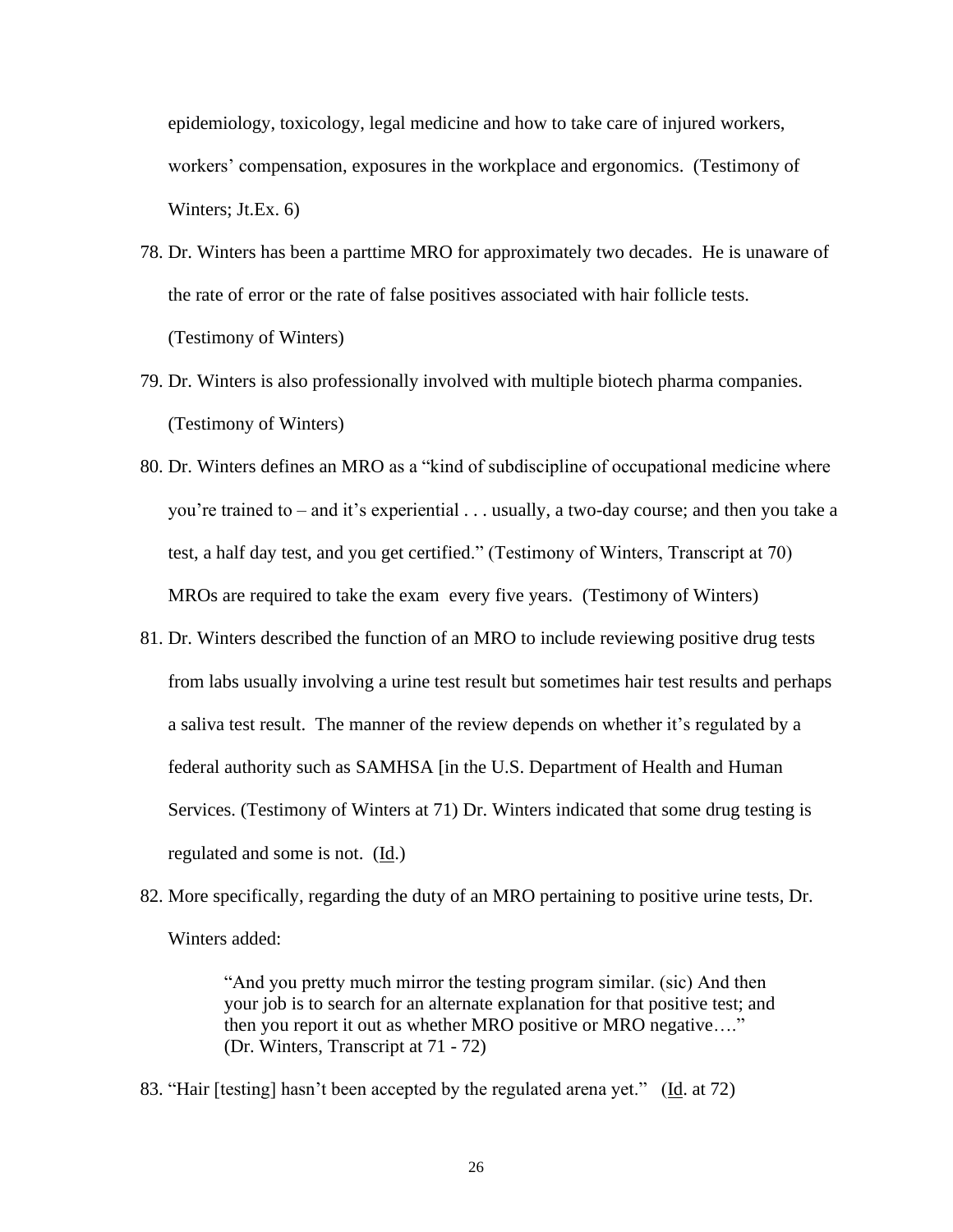epidemiology, toxicology, legal medicine and how to take care of injured workers, workers' compensation, exposures in the workplace and ergonomics. (Testimony of Winters; Jt.Ex. 6)

78. Dr. Winters has been a parttime MRO for approximately two decades. He is unaware of the rate of error or the rate of false positives associated with hair follicle tests. (Testimony of Winters)

79. Dr. Winters is also professionally involved with multiple biotech pharma companies. (Testimony of Winters)

80. Dr. Winters defines an MRO as a "kind of subdiscipline of occupational medicine where you're trained to – and it's experiential . . . usually, a two-day course; and then you take a test, a half day test, and you get certified." (Testimony of Winters, Transcript at 70) MROs are required to take the exam every five years. (Testimony of Winters)

81. Dr. Winters described the function of an MRO to include reviewing positive drug tests from labs usually involving a urine test result but sometimes hair test results and perhaps a saliva test result. The manner of the review depends on whether it's regulated by a federal authority such as SAMHSA [in the U.S. Department of Health and Human Services. (Testimony of Winters at 71) Dr. Winters indicated that some drug testing is regulated and some is not. (Id.)

82. More specifically, regarding the duty of an MRO pertaining to positive urine tests, Dr. Winters added:

    > "And you pretty much mirror the testing program similar. (sic) And then your job is to search for an alternate explanation for that positive test; and then you report it out as whether MRO positive or MRO negative…." (Dr. Winters, Transcript at 71 - 72)

83. "Hair [testing] hasn't been accepted by the regulated arena yet." (Id. at 72)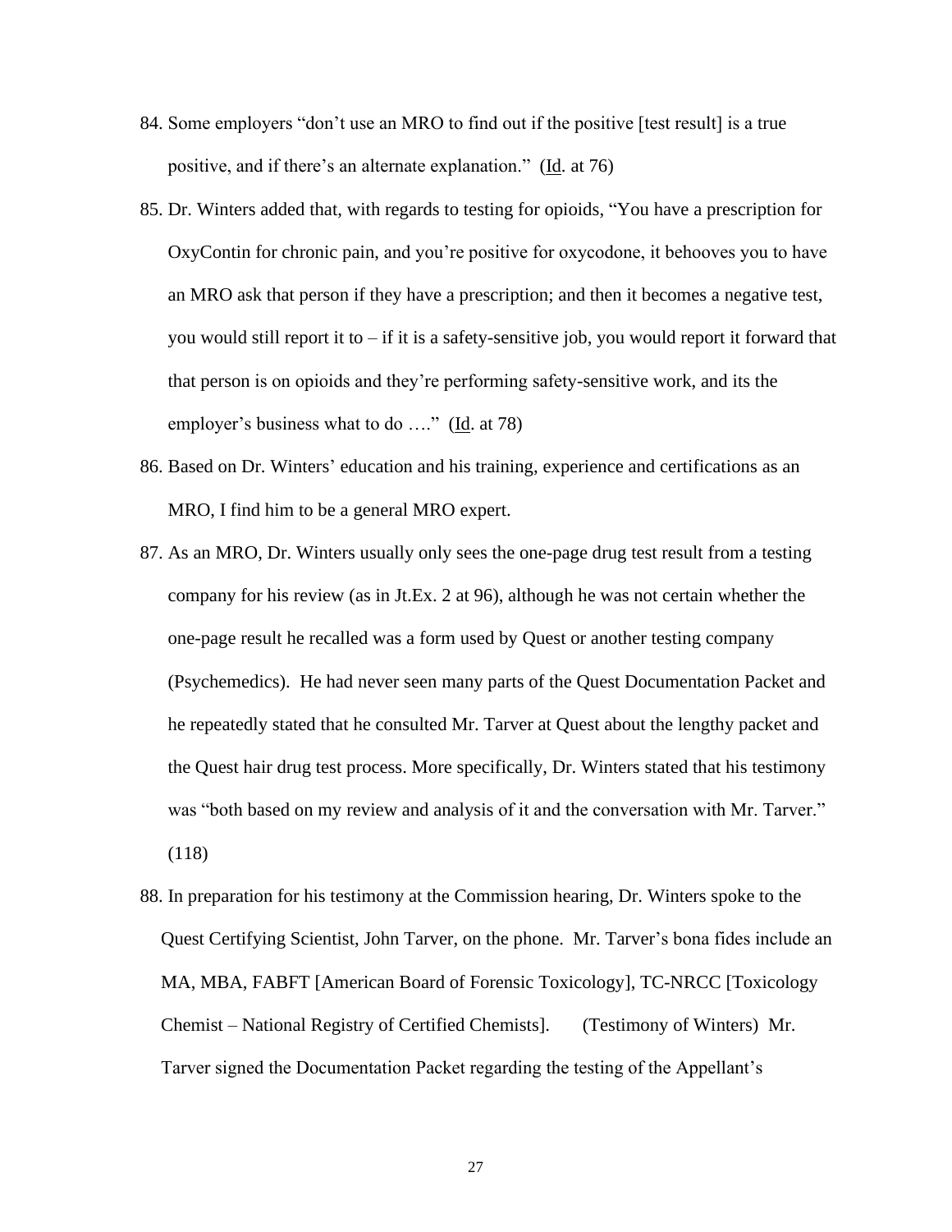84. Some employers "don't use an MRO to find out if the positive [test result] is a true positive, and if there's an alternate explanation." (Id. at 76)

85. Dr. Winters added that, with regards to testing for opioids, "You have a prescription for OxyContin for chronic pain, and you're positive for oxycodone, it behooves you to have an MRO ask that person if they have a prescription; and then it becomes a negative test, you would still report it to – if it is a safety-sensitive job, you would report it forward that that person is on opioids and they're performing safety-sensitive work, and its the employer's business what to do …." (Id. at 78)

86. Based on Dr. Winters' education and his training, experience and certifications as an MRO, I find him to be a general MRO expert.

87. As an MRO, Dr. Winters usually only sees the one-page drug test result from a testing company for his review (as in Jt.Ex. 2 at 96), although he was not certain whether the one-page result he recalled was a form used by Quest or another testing company (Psychemedics). He had never seen many parts of the Quest Documentation Packet and he repeatedly stated that he consulted Mr. Tarver at Quest about the lengthy packet and the Quest hair drug test process. More specifically, Dr. Winters stated that his testimony was "both based on my review and analysis of it and the conversation with Mr. Tarver." (118)

88. In preparation for his testimony at the Commission hearing, Dr. Winters spoke to the Quest Certifying Scientist, John Tarver, on the phone. Mr. Tarver's bona fides include an MA, MBA, FABFT [American Board of Forensic Toxicology], TC-NRCC [Toxicology Chemist – National Registry of Certified Chemists]. (Testimony of Winters) Mr. Tarver signed the Documentation Packet regarding the testing of the Appellant's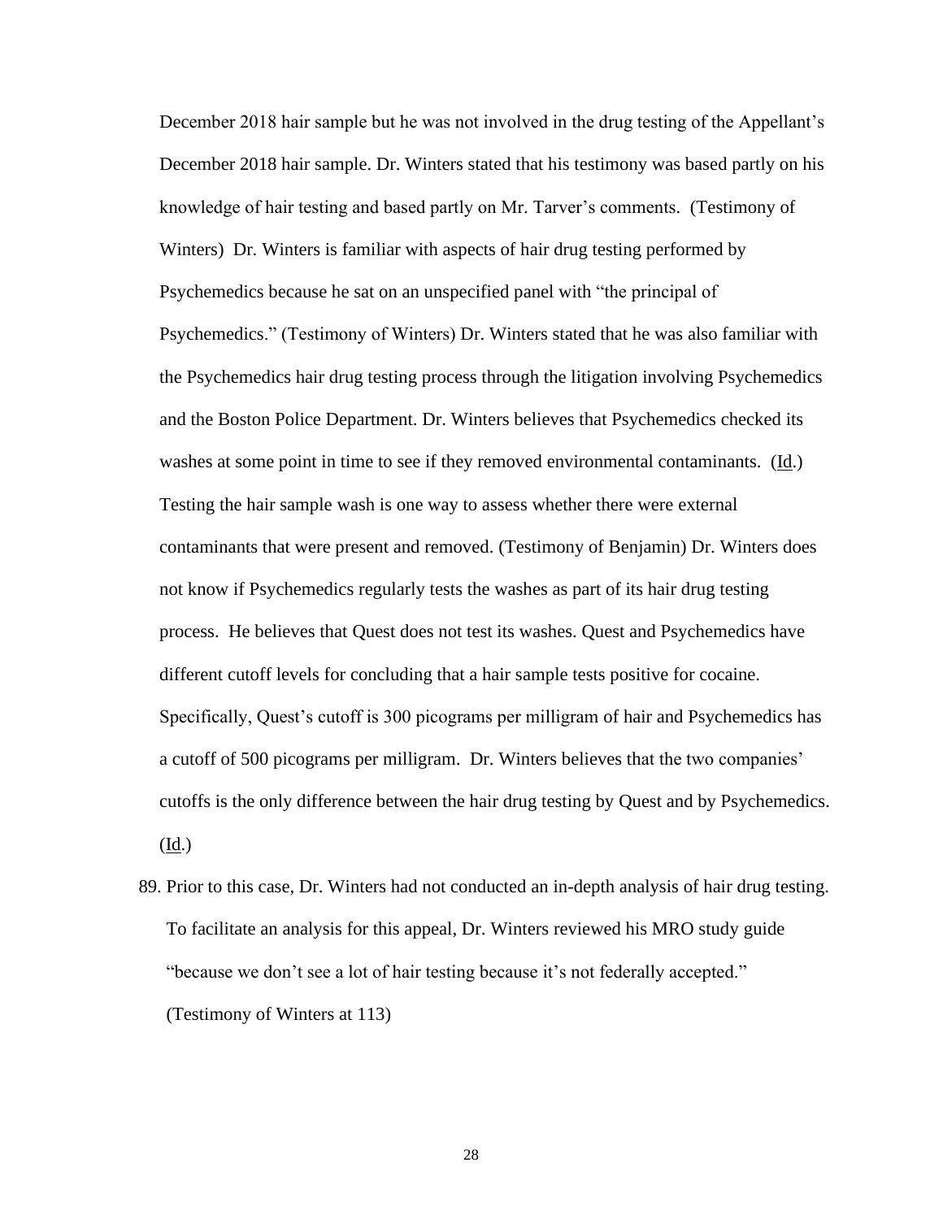December 2018 hair sample but he was not involved in the drug testing of the Appellant's December 2018 hair sample. Dr. Winters stated that his testimony was based partly on his knowledge of hair testing and based partly on Mr. Tarver's comments. (Testimony of Winters) Dr. Winters is familiar with aspects of hair drug testing performed by Psychemedics because he sat on an unspecified panel with "the principal of Psychemedics." (Testimony of Winters) Dr. Winters stated that he was also familiar with the Psychemedics hair drug testing process through the litigation involving Psychemedics and the Boston Police Department. Dr. Winters believes that Psychemedics checked its washes at some point in time to see if they removed environmental contaminants. (Id.) Testing the hair sample wash is one way to assess whether there were external contaminants that were present and removed. (Testimony of Benjamin) Dr. Winters does not know if Psychemedics regularly tests the washes as part of its hair drug testing process. He believes that Quest does not test its washes. Quest and Psychemedics have different cutoff levels for concluding that a hair sample tests positive for cocaine. Specifically, Quest's cutoff is 300 picograms per milligram of hair and Psychemedics has a cutoff of 500 picograms per milligram. Dr. Winters believes that the two companies' cutoffs is the only difference between the hair drug testing by Quest and by Psychemedics. (Id.)

89. Prior to this case, Dr. Winters had not conducted an in-depth analysis of hair drug testing. To facilitate an analysis for this appeal, Dr. Winters reviewed his MRO study guide "because we don't see a lot of hair testing because it's not federally accepted." (Testimony of Winters at 113)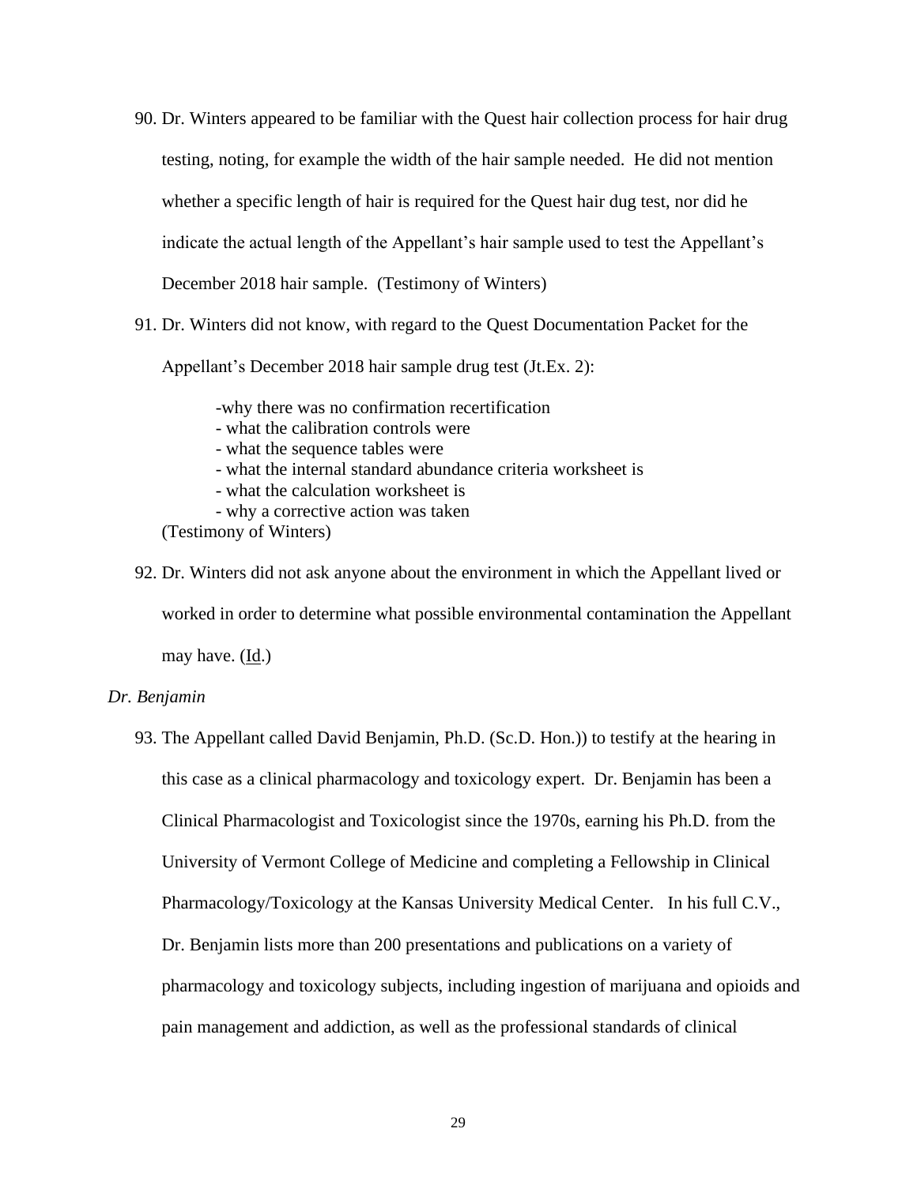90. Dr. Winters appeared to be familiar with the Quest hair collection process for hair drug testing, noting, for example the width of the hair sample needed. He did not mention whether a specific length of hair is required for the Quest hair dug test, nor did he indicate the actual length of the Appellant's hair sample used to test the Appellant's December 2018 hair sample. (Testimony of Winters)

91. Dr. Winters did not know, with regard to the Quest Documentation Packet for the Appellant's December 2018 hair sample drug test (Jt.Ex. 2):

    -why there was no confirmation recertification
    - what the calibration controls were
    - what the sequence tables were
    - what the internal standard abundance criteria worksheet is
    - what the calculation worksheet is
    - why a corrective action was taken

    (Testimony of Winters)

92. Dr. Winters did not ask anyone about the environment in which the Appellant lived or worked in order to determine what possible environmental contamination the Appellant may have. (Id.)

*Dr. Benjamin*

93. The Appellant called David Benjamin, Ph.D. (Sc.D. Hon.)) to testify at the hearing in this case as a clinical pharmacology and toxicology expert. Dr. Benjamin has been a Clinical Pharmacologist and Toxicologist since the 1970s, earning his Ph.D. from the University of Vermont College of Medicine and completing a Fellowship in Clinical Pharmacology/Toxicology at the Kansas University Medical Center. In his full C.V., Dr. Benjamin lists more than 200 presentations and publications on a variety of pharmacology and toxicology subjects, including ingestion of marijuana and opioids and pain management and addiction, as well as the professional standards of clinical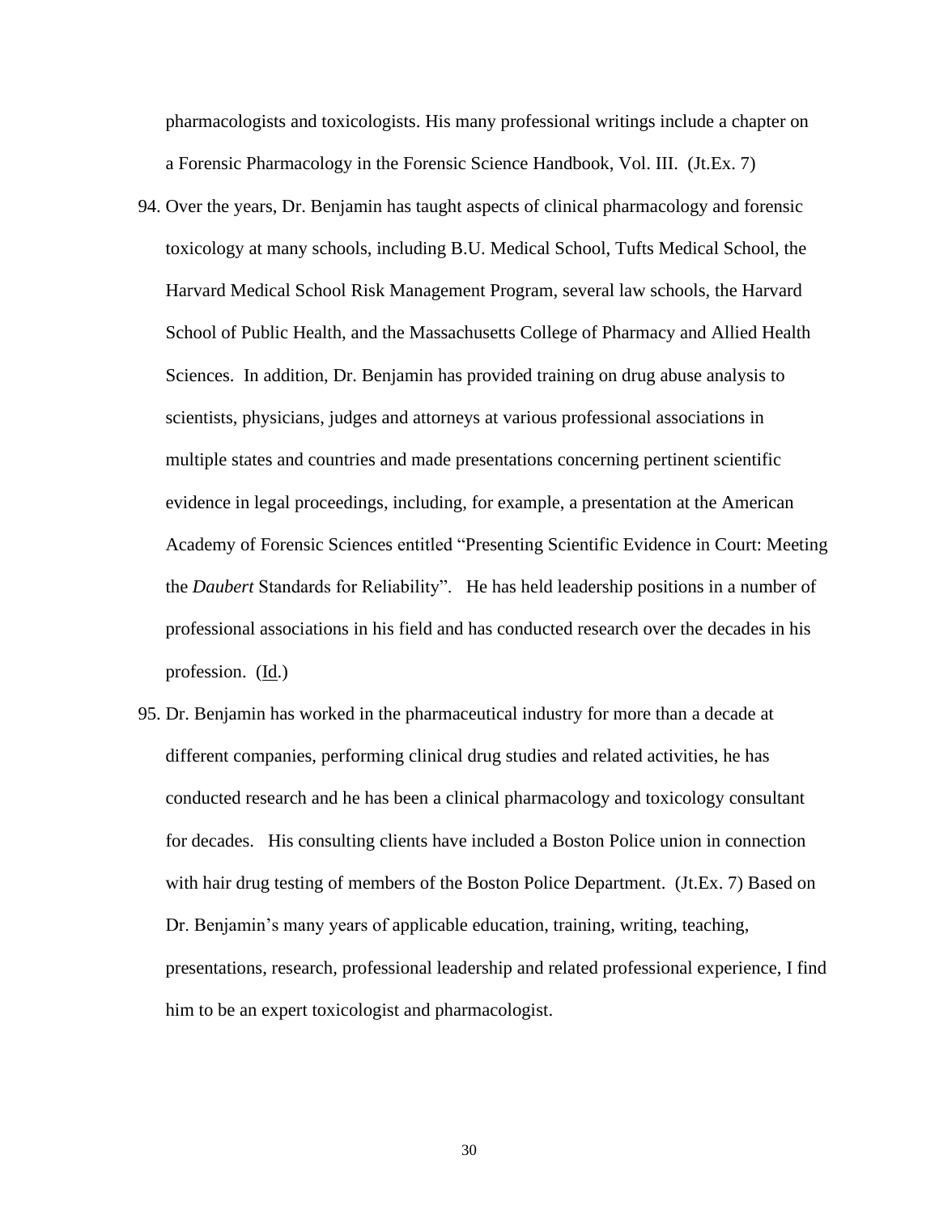pharmacologists and toxicologists. His many professional writings include a chapter on a Forensic Pharmacology in the Forensic Science Handbook, Vol. III. (Jt.Ex. 7)

94. Over the years, Dr. Benjamin has taught aspects of clinical pharmacology and forensic toxicology at many schools, including B.U. Medical School, Tufts Medical School, the Harvard Medical School Risk Management Program, several law schools, the Harvard School of Public Health, and the Massachusetts College of Pharmacy and Allied Health Sciences. In addition, Dr. Benjamin has provided training on drug abuse analysis to scientists, physicians, judges and attorneys at various professional associations in multiple states and countries and made presentations concerning pertinent scientific evidence in legal proceedings, including, for example, a presentation at the American Academy of Forensic Sciences entitled "Presenting Scientific Evidence in Court: Meeting the *Daubert* Standards for Reliability". He has held leadership positions in a number of professional associations in his field and has conducted research over the decades in his profession. (Id.)

95. Dr. Benjamin has worked in the pharmaceutical industry for more than a decade at different companies, performing clinical drug studies and related activities, he has conducted research and he has been a clinical pharmacology and toxicology consultant for decades. His consulting clients have included a Boston Police union in connection with hair drug testing of members of the Boston Police Department. (Jt.Ex. 7) Based on Dr. Benjamin's many years of applicable education, training, writing, teaching, presentations, research, professional leadership and related professional experience, I find him to be an expert toxicologist and pharmacologist.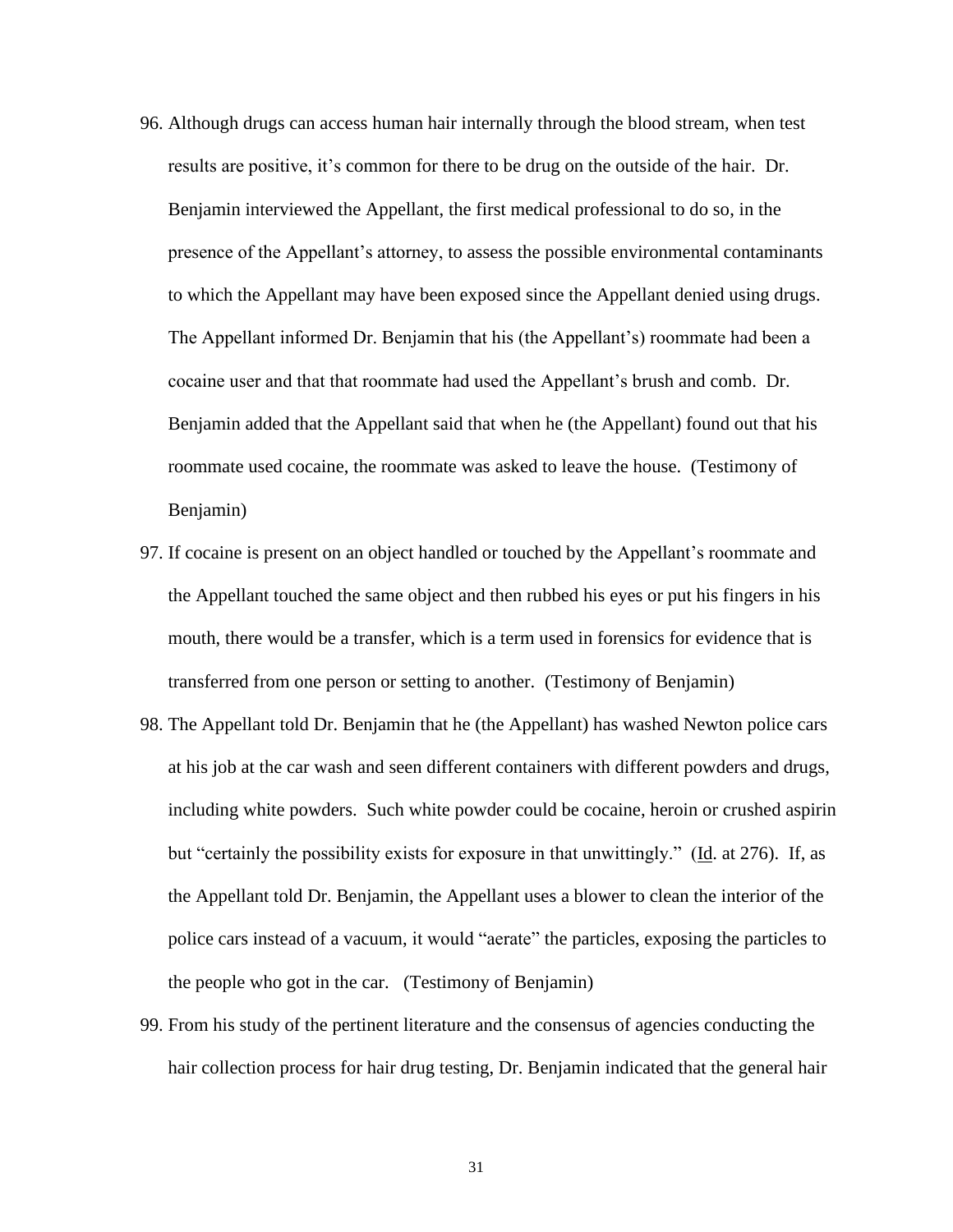96. Although drugs can access human hair internally through the blood stream, when test results are positive, it's common for there to be drug on the outside of the hair. Dr. Benjamin interviewed the Appellant, the first medical professional to do so, in the presence of the Appellant's attorney, to assess the possible environmental contaminants to which the Appellant may have been exposed since the Appellant denied using drugs. The Appellant informed Dr. Benjamin that his (the Appellant's) roommate had been a cocaine user and that that roommate had used the Appellant's brush and comb. Dr. Benjamin added that the Appellant said that when he (the Appellant) found out that his roommate used cocaine, the roommate was asked to leave the house. (Testimony of Benjamin)
97. If cocaine is present on an object handled or touched by the Appellant's roommate and the Appellant touched the same object and then rubbed his eyes or put his fingers in his mouth, there would be a transfer, which is a term used in forensics for evidence that is transferred from one person or setting to another. (Testimony of Benjamin)
98. The Appellant told Dr. Benjamin that he (the Appellant) has washed Newton police cars at his job at the car wash and seen different containers with different powders and drugs, including white powders. Such white powder could be cocaine, heroin or crushed aspirin but "certainly the possibility exists for exposure in that unwittingly." (Id. at 276). If, as the Appellant told Dr. Benjamin, the Appellant uses a blower to clean the interior of the police cars instead of a vacuum, it would "aerate" the particles, exposing the particles to the people who got in the car. (Testimony of Benjamin)
99. From his study of the pertinent literature and the consensus of agencies conducting the hair collection process for hair drug testing, Dr. Benjamin indicated that the general hair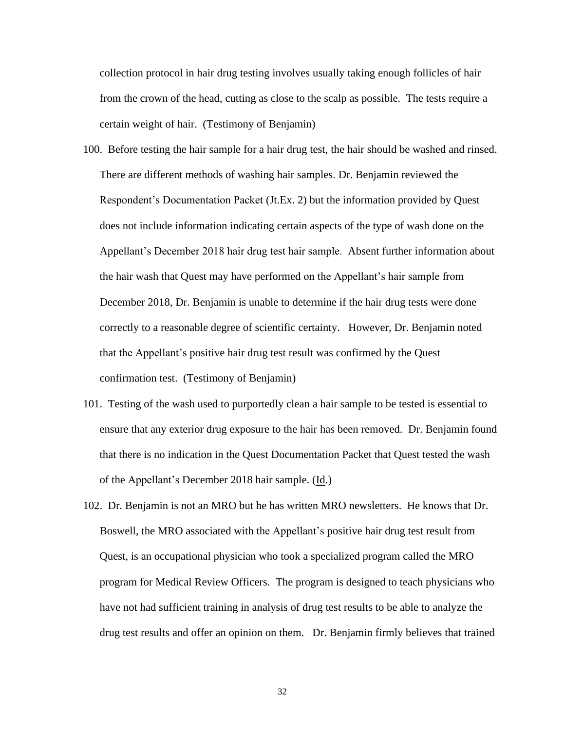collection protocol in hair drug testing involves usually taking enough follicles of hair from the crown of the head, cutting as close to the scalp as possible. The tests require a certain weight of hair. (Testimony of Benjamin)

100. Before testing the hair sample for a hair drug test, the hair should be washed and rinsed. There are different methods of washing hair samples. Dr. Benjamin reviewed the Respondent's Documentation Packet (Jt.Ex. 2) but the information provided by Quest does not include information indicating certain aspects of the type of wash done on the Appellant's December 2018 hair drug test hair sample. Absent further information about the hair wash that Quest may have performed on the Appellant's hair sample from December 2018, Dr. Benjamin is unable to determine if the hair drug tests were done correctly to a reasonable degree of scientific certainty. However, Dr. Benjamin noted that the Appellant's positive hair drug test result was confirmed by the Quest confirmation test. (Testimony of Benjamin)

101. Testing of the wash used to purportedly clean a hair sample to be tested is essential to ensure that any exterior drug exposure to the hair has been removed. Dr. Benjamin found that there is no indication in the Quest Documentation Packet that Quest tested the wash of the Appellant's December 2018 hair sample. (Id.)

102. Dr. Benjamin is not an MRO but he has written MRO newsletters. He knows that Dr. Boswell, the MRO associated with the Appellant's positive hair drug test result from Quest, is an occupational physician who took a specialized program called the MRO program for Medical Review Officers. The program is designed to teach physicians who have not had sufficient training in analysis of drug test results to be able to analyze the drug test results and offer an opinion on them. Dr. Benjamin firmly believes that trained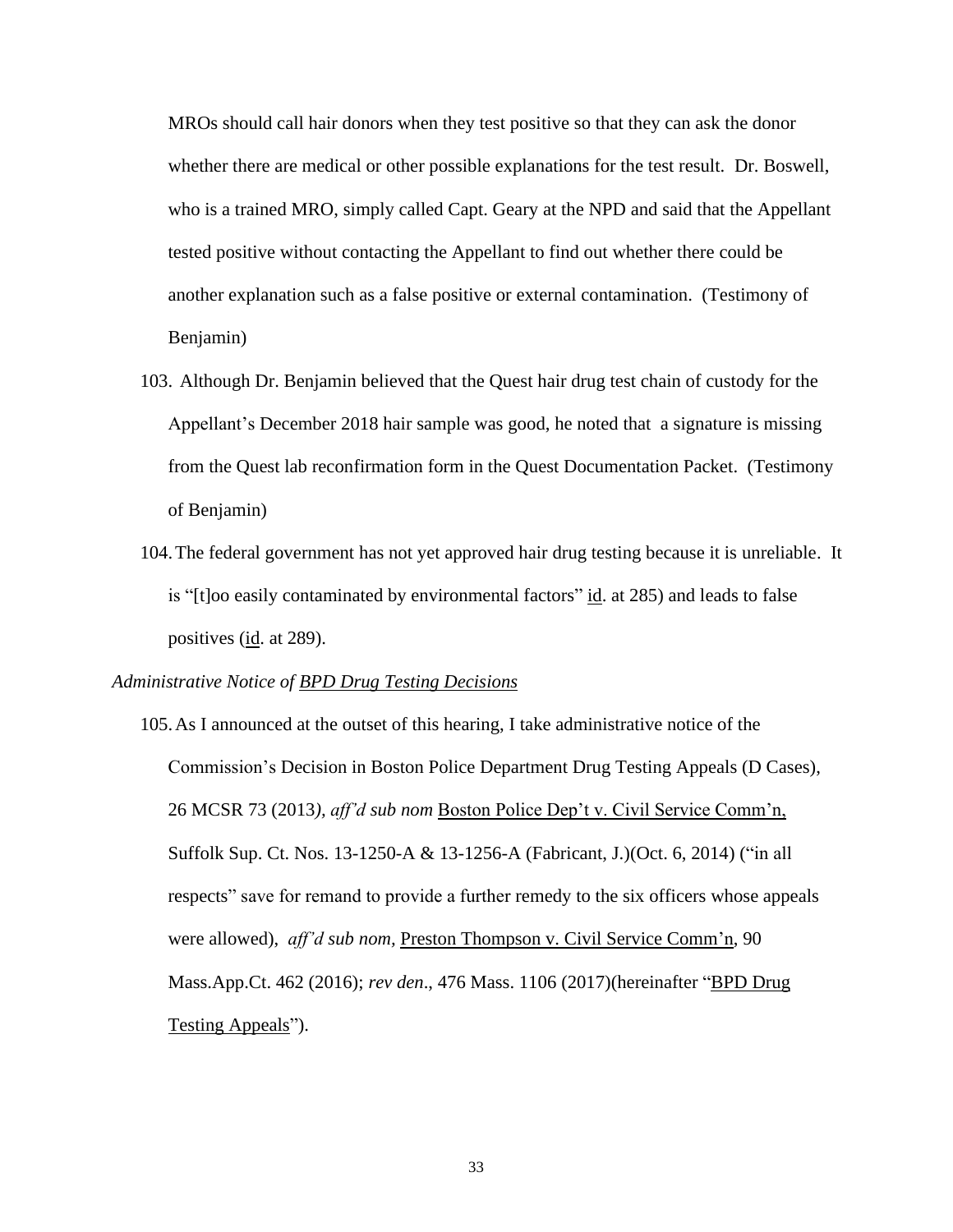MROs should call hair donors when they test positive so that they can ask the donor whether there are medical or other possible explanations for the test result. Dr. Boswell, who is a trained MRO, simply called Capt. Geary at the NPD and said that the Appellant tested positive without contacting the Appellant to find out whether there could be another explanation such as a false positive or external contamination. (Testimony of Benjamin)

103. Although Dr. Benjamin believed that the Quest hair drug test chain of custody for the Appellant's December 2018 hair sample was good, he noted that a signature is missing from the Quest lab reconfirmation form in the Quest Documentation Packet. (Testimony of Benjamin)

104. The federal government has not yet approved hair drug testing because it is unreliable. It is "[t]oo easily contaminated by environmental factors" id. at 285) and leads to false positives (id. at 289).

*Administrative Notice of BPD Drug Testing Decisions*

105. As I announced at the outset of this hearing, I take administrative notice of the Commission's Decision in Boston Police Department Drug Testing Appeals (D Cases), 26 MCSR 73 (2013*), aff'd sub nom* Boston Police Dep't v. Civil Service Comm'n, Suffolk Sup. Ct. Nos. 13-1250-A & 13-1256-A (Fabricant, J.)(Oct. 6, 2014) ("in all respects" save for remand to provide a further remedy to the six officers whose appeals were allowed), *aff'd sub nom,* Preston Thompson v. Civil Service Comm'n, 90 Mass.App.Ct. 462 (2016); *rev den*., 476 Mass. 1106 (2017)(hereinafter "BPD Drug Testing Appeals").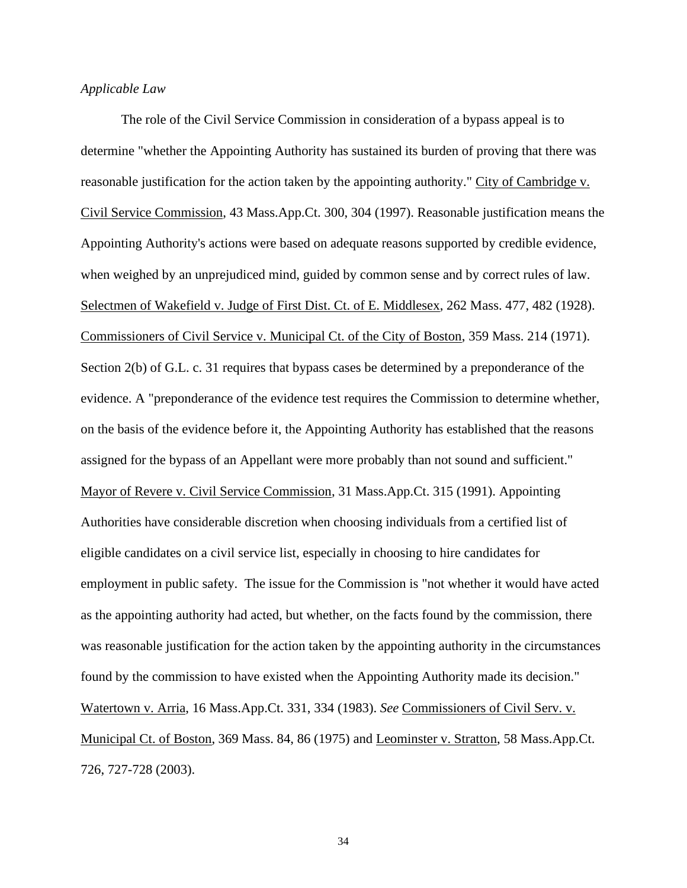*Applicable Law*

The role of the Civil Service Commission in consideration of a bypass appeal is to determine "whether the Appointing Authority has sustained its burden of proving that there was reasonable justification for the action taken by the appointing authority." City of Cambridge v. Civil Service Commission, 43 Mass.App.Ct. 300, 304 (1997). Reasonable justification means the Appointing Authority's actions were based on adequate reasons supported by credible evidence, when weighed by an unprejudiced mind, guided by common sense and by correct rules of law. Selectmen of Wakefield v. Judge of First Dist. Ct. of E. Middlesex, 262 Mass. 477, 482 (1928). Commissioners of Civil Service v. Municipal Ct. of the City of Boston, 359 Mass. 214 (1971). Section 2(b) of G.L. c. 31 requires that bypass cases be determined by a preponderance of the evidence. A "preponderance of the evidence test requires the Commission to determine whether, on the basis of the evidence before it, the Appointing Authority has established that the reasons assigned for the bypass of an Appellant were more probably than not sound and sufficient." Mayor of Revere v. Civil Service Commission, 31 Mass.App.Ct. 315 (1991). Appointing Authorities have considerable discretion when choosing individuals from a certified list of eligible candidates on a civil service list, especially in choosing to hire candidates for employment in public safety. The issue for the Commission is "not whether it would have acted as the appointing authority had acted, but whether, on the facts found by the commission, there was reasonable justification for the action taken by the appointing authority in the circumstances found by the commission to have existed when the Appointing Authority made its decision." Watertown v. Arria, 16 Mass.App.Ct. 331, 334 (1983). *See* Commissioners of Civil Serv. v. Municipal Ct. of Boston, 369 Mass. 84, 86 (1975) and Leominster v. Stratton, 58 Mass.App.Ct. 726, 727-728 (2003).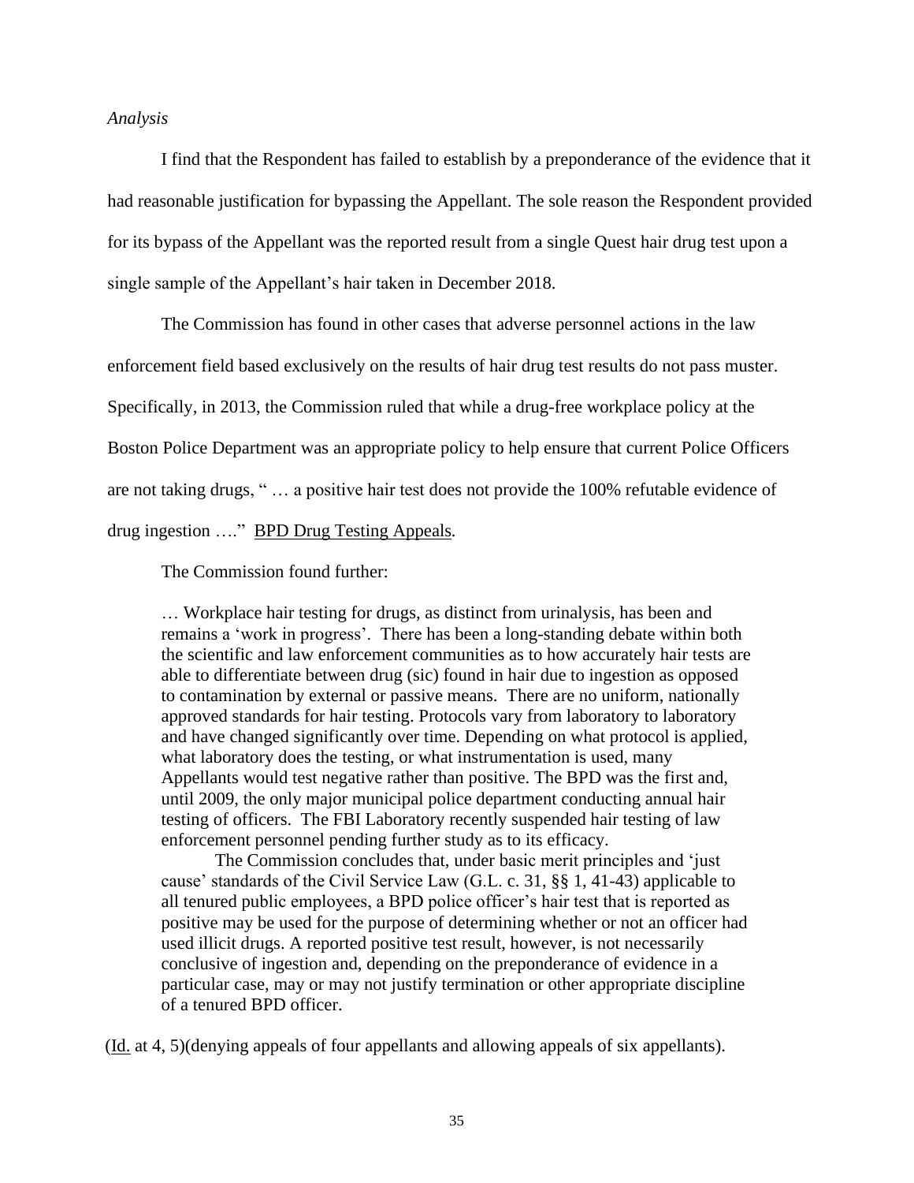*Analysis*

I find that the Respondent has failed to establish by a preponderance of the evidence that it had reasonable justification for bypassing the Appellant. The sole reason the Respondent provided for its bypass of the Appellant was the reported result from a single Quest hair drug test upon a single sample of the Appellant's hair taken in December 2018.

The Commission has found in other cases that adverse personnel actions in the law enforcement field based exclusively on the results of hair drug test results do not pass muster. Specifically, in 2013, the Commission ruled that while a drug-free workplace policy at the Boston Police Department was an appropriate policy to help ensure that current Police Officers are not taking drugs, " … a positive hair test does not provide the 100% refutable evidence of drug ingestion …." <u>BPD Drug Testing Appeals</u>.

The Commission found further:

> … Workplace hair testing for drugs, as distinct from urinalysis, has been and remains a 'work in progress'. There has been a long-standing debate within both the scientific and law enforcement communities as to how accurately hair tests are able to differentiate between drug (sic) found in hair due to ingestion as opposed to contamination by external or passive means. There are no uniform, nationally approved standards for hair testing. Protocols vary from laboratory to laboratory and have changed significantly over time. Depending on what protocol is applied, what laboratory does the testing, or what instrumentation is used, many Appellants would test negative rather than positive. The BPD was the first and, until 2009, the only major municipal police department conducting annual hair testing of officers. The FBI Laboratory recently suspended hair testing of law enforcement personnel pending further study as to its efficacy.
>
> The Commission concludes that, under basic merit principles and 'just cause' standards of the Civil Service Law (G.L. c. 31, §§ 1, 41-43) applicable to all tenured public employees, a BPD police officer's hair test that is reported as positive may be used for the purpose of determining whether or not an officer had used illicit drugs. A reported positive test result, however, is not necessarily conclusive of ingestion and, depending on the preponderance of evidence in a particular case, may or may not justify termination or other appropriate discipline of a tenured BPD officer.

(<u>Id.</u> at 4, 5)(denying appeals of four appellants and allowing appeals of six appellants).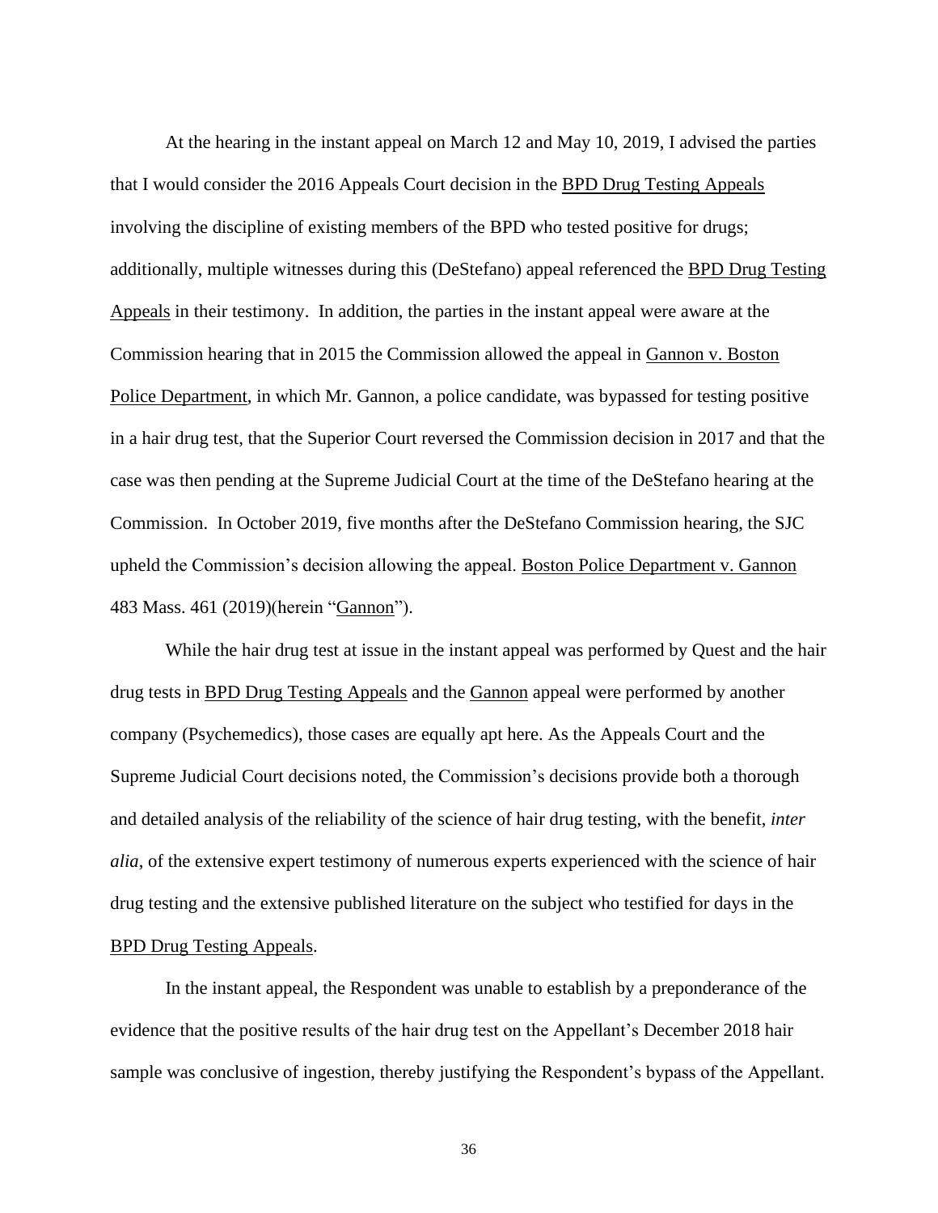At the hearing in the instant appeal on March 12 and May 10, 2019, I advised the parties that I would consider the 2016 Appeals Court decision in the BPD Drug Testing Appeals involving the discipline of existing members of the BPD who tested positive for drugs; additionally, multiple witnesses during this (DeStefano) appeal referenced the BPD Drug Testing Appeals in their testimony. In addition, the parties in the instant appeal were aware at the Commission hearing that in 2015 the Commission allowed the appeal in Gannon v. Boston Police Department, in which Mr. Gannon, a police candidate, was bypassed for testing positive in a hair drug test, that the Superior Court reversed the Commission decision in 2017 and that the case was then pending at the Supreme Judicial Court at the time of the DeStefano hearing at the Commission. In October 2019, five months after the DeStefano Commission hearing, the SJC upheld the Commission's decision allowing the appeal. Boston Police Department v. Gannon 483 Mass. 461 (2019)(herein "Gannon").

While the hair drug test at issue in the instant appeal was performed by Quest and the hair drug tests in BPD Drug Testing Appeals and the Gannon appeal were performed by another company (Psychemedics), those cases are equally apt here. As the Appeals Court and the Supreme Judicial Court decisions noted, the Commission's decisions provide both a thorough and detailed analysis of the reliability of the science of hair drug testing, with the benefit, *inter alia*, of the extensive expert testimony of numerous experts experienced with the science of hair drug testing and the extensive published literature on the subject who testified for days in the BPD Drug Testing Appeals.

In the instant appeal, the Respondent was unable to establish by a preponderance of the evidence that the positive results of the hair drug test on the Appellant's December 2018 hair sample was conclusive of ingestion, thereby justifying the Respondent's bypass of the Appellant.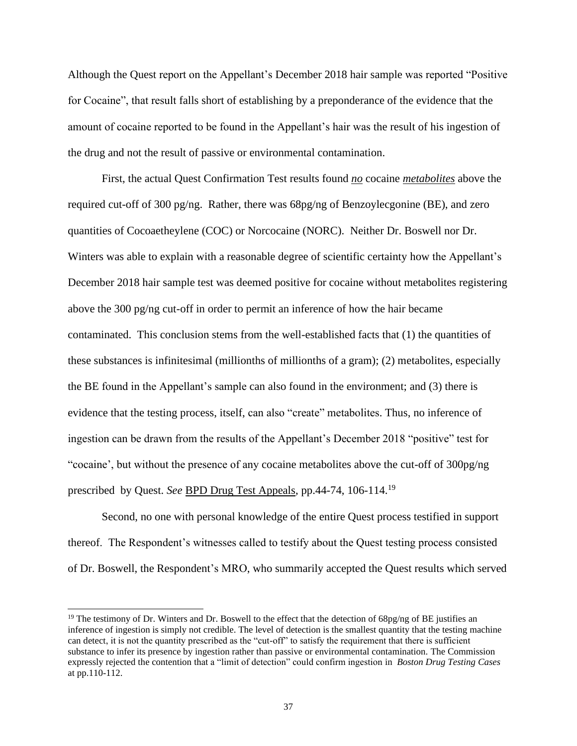Although the Quest report on the Appellant's December 2018 hair sample was reported "Positive for Cocaine", that result falls short of establishing by a preponderance of the evidence that the amount of cocaine reported to be found in the Appellant's hair was the result of his ingestion of the drug and not the result of passive or environmental contamination.

First, the actual Quest Confirmation Test results found ***no*** cocaine ***metabolites*** above the required cut-off of 300 pg/ng. Rather, there was 68pg/ng of Benzoylecgonine (BE), and zero quantities of Cocoaetheylene (COC) or Norcocaine (NORC). Neither Dr. Boswell nor Dr. Winters was able to explain with a reasonable degree of scientific certainty how the Appellant's December 2018 hair sample test was deemed positive for cocaine without metabolites registering above the 300 pg/ng cut-off in order to permit an inference of how the hair became contaminated. This conclusion stems from the well-established facts that (1) the quantities of these substances is infinitesimal (millionths of millionths of a gram); (2) metabolites, especially the BE found in the Appellant's sample can also found in the environment; and (3) there is evidence that the testing process, itself, can also "create" metabolites. Thus, no inference of ingestion can be drawn from the results of the Appellant's December 2018 "positive" test for "cocaine', but without the presence of any cocaine metabolites above the cut-off of 300pg/ng prescribed by Quest. *See* BPD Drug Test Appeals, pp.44-74, 106-114.[19]

Second, no one with personal knowledge of the entire Quest process testified in support thereof. The Respondent's witnesses called to testify about the Quest testing process consisted of Dr. Boswell, the Respondent's MRO, who summarily accepted the Quest results which served

---

[19] The testimony of Dr. Winters and Dr. Boswell to the effect that the detection of 68pg/ng of BE justifies an inference of ingestion is simply not credible. The level of detection is the smallest quantity that the testing machine can detect, it is not the quantity prescribed as the "cut-off" to satisfy the requirement that there is sufficient substance to infer its presence by ingestion rather than passive or environmental contamination. The Commission expressly rejected the contention that a "limit of detection" could confirm ingestion in *Boston Drug Testing Cases* at pp.110-112.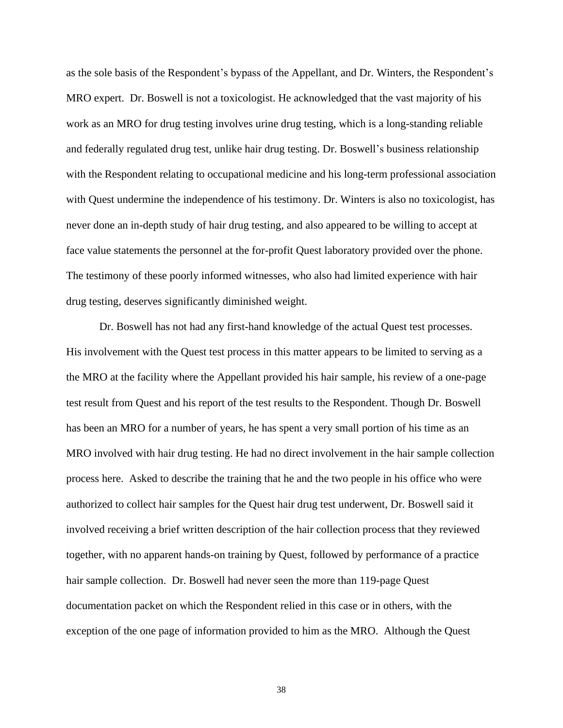as the sole basis of the Respondent's bypass of the Appellant, and Dr. Winters, the Respondent's MRO expert. Dr. Boswell is not a toxicologist. He acknowledged that the vast majority of his work as an MRO for drug testing involves urine drug testing, which is a long-standing reliable and federally regulated drug test, unlike hair drug testing. Dr. Boswell's business relationship with the Respondent relating to occupational medicine and his long-term professional association with Quest undermine the independence of his testimony. Dr. Winters is also no toxicologist, has never done an in-depth study of hair drug testing, and also appeared to be willing to accept at face value statements the personnel at the for-profit Quest laboratory provided over the phone. The testimony of these poorly informed witnesses, who also had limited experience with hair drug testing, deserves significantly diminished weight.

Dr. Boswell has not had any first-hand knowledge of the actual Quest test processes. His involvement with the Quest test process in this matter appears to be limited to serving as a the MRO at the facility where the Appellant provided his hair sample, his review of a one-page test result from Quest and his report of the test results to the Respondent. Though Dr. Boswell has been an MRO for a number of years, he has spent a very small portion of his time as an MRO involved with hair drug testing. He had no direct involvement in the hair sample collection process here. Asked to describe the training that he and the two people in his office who were authorized to collect hair samples for the Quest hair drug test underwent, Dr. Boswell said it involved receiving a brief written description of the hair collection process that they reviewed together, with no apparent hands-on training by Quest, followed by performance of a practice hair sample collection. Dr. Boswell had never seen the more than 119-page Quest documentation packet on which the Respondent relied in this case or in others, with the exception of the one page of information provided to him as the MRO. Although the Quest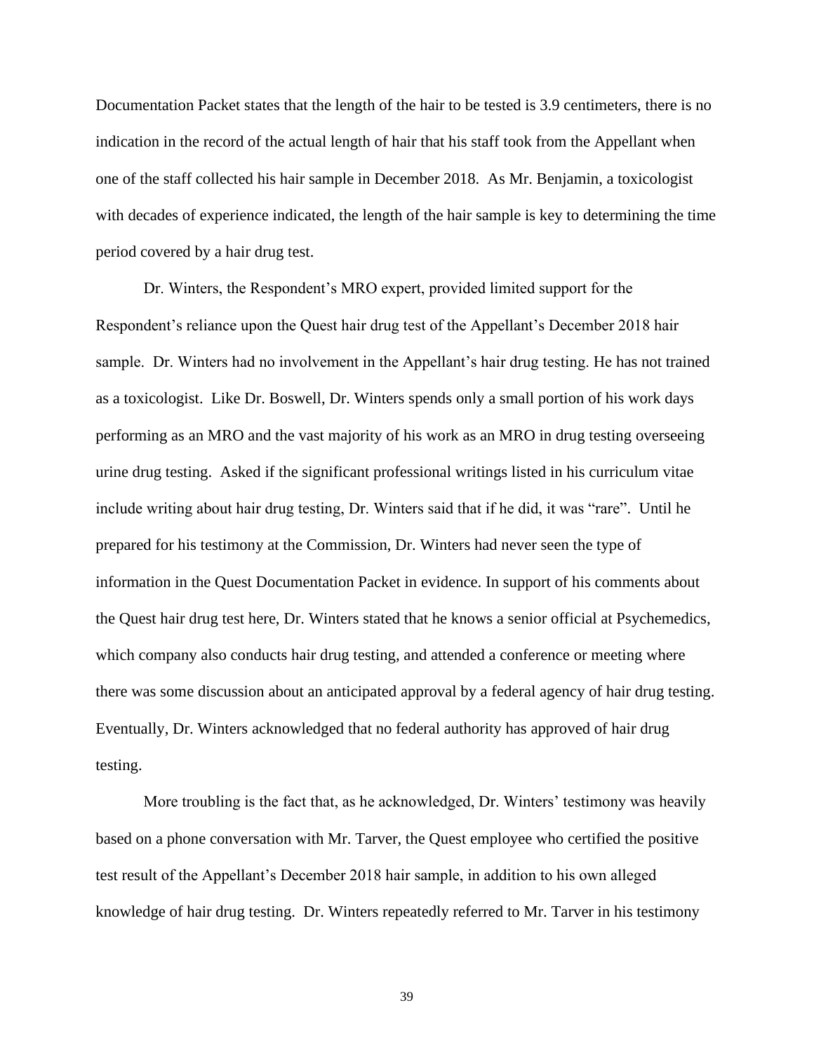Documentation Packet states that the length of the hair to be tested is 3.9 centimeters, there is no indication in the record of the actual length of hair that his staff took from the Appellant when one of the staff collected his hair sample in December 2018. As Mr. Benjamin, a toxicologist with decades of experience indicated, the length of the hair sample is key to determining the time period covered by a hair drug test.

Dr. Winters, the Respondent's MRO expert, provided limited support for the Respondent's reliance upon the Quest hair drug test of the Appellant's December 2018 hair sample. Dr. Winters had no involvement in the Appellant's hair drug testing. He has not trained as a toxicologist. Like Dr. Boswell, Dr. Winters spends only a small portion of his work days performing as an MRO and the vast majority of his work as an MRO in drug testing overseeing urine drug testing. Asked if the significant professional writings listed in his curriculum vitae include writing about hair drug testing, Dr. Winters said that if he did, it was "rare". Until he prepared for his testimony at the Commission, Dr. Winters had never seen the type of information in the Quest Documentation Packet in evidence. In support of his comments about the Quest hair drug test here, Dr. Winters stated that he knows a senior official at Psychemedics, which company also conducts hair drug testing, and attended a conference or meeting where there was some discussion about an anticipated approval by a federal agency of hair drug testing. Eventually, Dr. Winters acknowledged that no federal authority has approved of hair drug testing.

More troubling is the fact that, as he acknowledged, Dr. Winters' testimony was heavily based on a phone conversation with Mr. Tarver, the Quest employee who certified the positive test result of the Appellant's December 2018 hair sample, in addition to his own alleged knowledge of hair drug testing. Dr. Winters repeatedly referred to Mr. Tarver in his testimony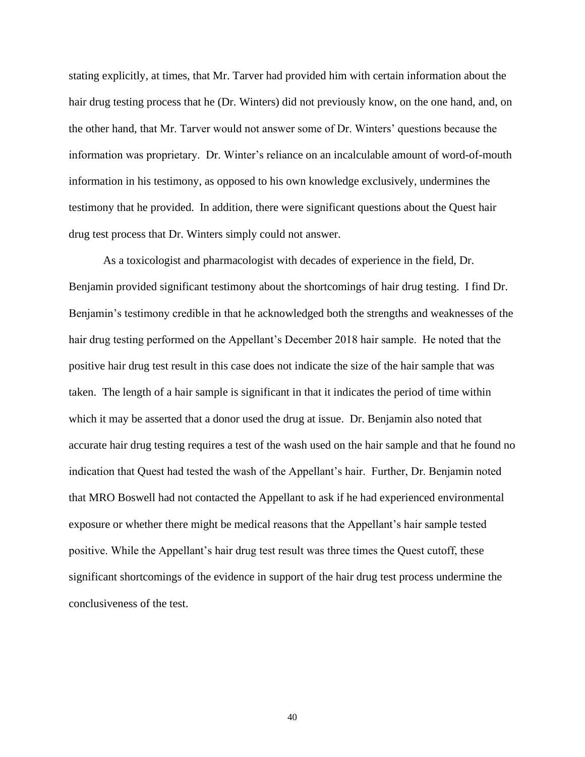stating explicitly, at times, that Mr. Tarver had provided him with certain information about the hair drug testing process that he (Dr. Winters) did not previously know, on the one hand, and, on the other hand, that Mr. Tarver would not answer some of Dr. Winters' questions because the information was proprietary. Dr. Winter's reliance on an incalculable amount of word-of-mouth information in his testimony, as opposed to his own knowledge exclusively, undermines the testimony that he provided. In addition, there were significant questions about the Quest hair drug test process that Dr. Winters simply could not answer.

As a toxicologist and pharmacologist with decades of experience in the field, Dr. Benjamin provided significant testimony about the shortcomings of hair drug testing. I find Dr. Benjamin's testimony credible in that he acknowledged both the strengths and weaknesses of the hair drug testing performed on the Appellant's December 2018 hair sample. He noted that the positive hair drug test result in this case does not indicate the size of the hair sample that was taken. The length of a hair sample is significant in that it indicates the period of time within which it may be asserted that a donor used the drug at issue. Dr. Benjamin also noted that accurate hair drug testing requires a test of the wash used on the hair sample and that he found no indication that Quest had tested the wash of the Appellant's hair. Further, Dr. Benjamin noted that MRO Boswell had not contacted the Appellant to ask if he had experienced environmental exposure or whether there might be medical reasons that the Appellant's hair sample tested positive. While the Appellant's hair drug test result was three times the Quest cutoff, these significant shortcomings of the evidence in support of the hair drug test process undermine the conclusiveness of the test.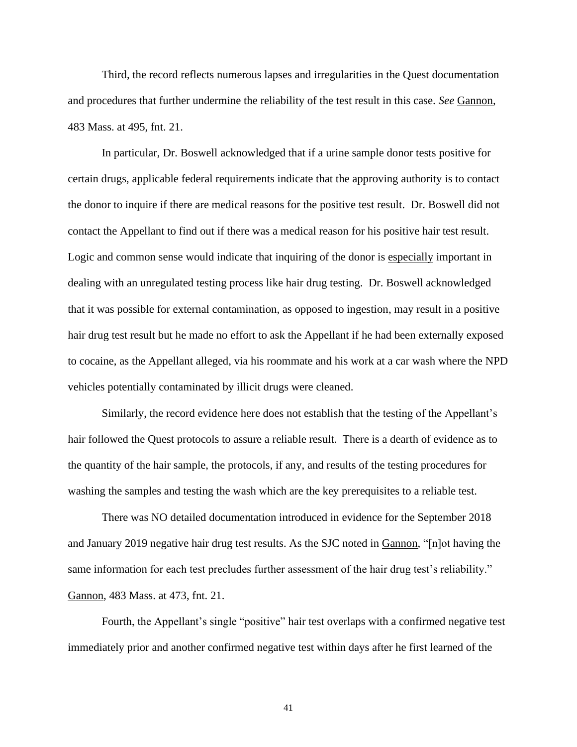Third, the record reflects numerous lapses and irregularities in the Quest documentation and procedures that further undermine the reliability of the test result in this case. *See* Gannon, 483 Mass. at 495, fnt. 21.

In particular, Dr. Boswell acknowledged that if a urine sample donor tests positive for certain drugs, applicable federal requirements indicate that the approving authority is to contact the donor to inquire if there are medical reasons for the positive test result. Dr. Boswell did not contact the Appellant to find out if there was a medical reason for his positive hair test result. Logic and common sense would indicate that inquiring of the donor is especially important in dealing with an unregulated testing process like hair drug testing. Dr. Boswell acknowledged that it was possible for external contamination, as opposed to ingestion, may result in a positive hair drug test result but he made no effort to ask the Appellant if he had been externally exposed to cocaine, as the Appellant alleged, via his roommate and his work at a car wash where the NPD vehicles potentially contaminated by illicit drugs were cleaned.

Similarly, the record evidence here does not establish that the testing of the Appellant's hair followed the Quest protocols to assure a reliable result. There is a dearth of evidence as to the quantity of the hair sample, the protocols, if any, and results of the testing procedures for washing the samples and testing the wash which are the key prerequisites to a reliable test.

There was NO detailed documentation introduced in evidence for the September 2018 and January 2019 negative hair drug test results. As the SJC noted in Gannon, "[n]ot having the same information for each test precludes further assessment of the hair drug test's reliability." Gannon, 483 Mass. at 473, fnt. 21.

Fourth, the Appellant's single "positive" hair test overlaps with a confirmed negative test immediately prior and another confirmed negative test within days after he first learned of the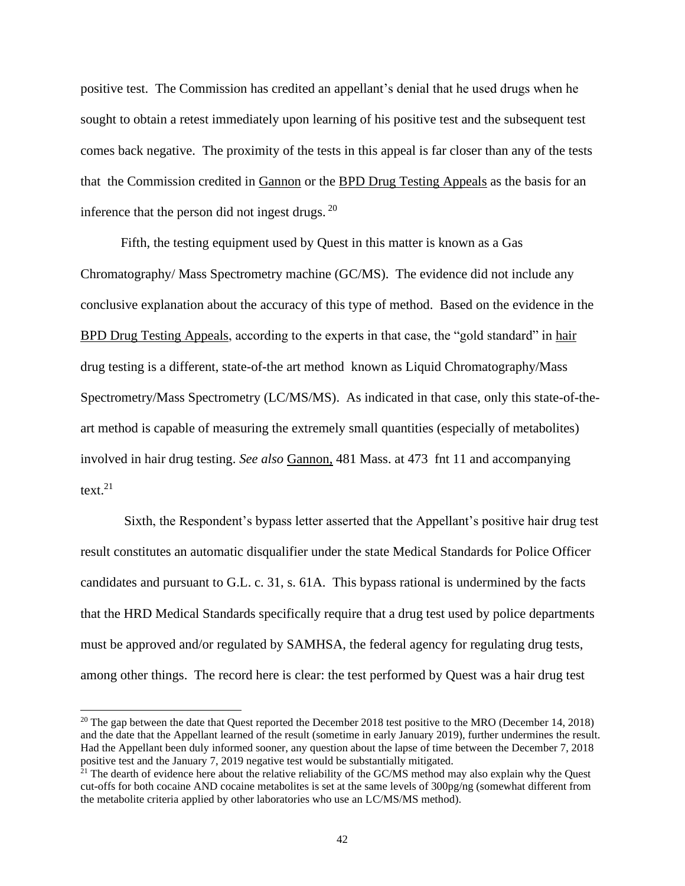positive test. The Commission has credited an appellant's denial that he used drugs when he sought to obtain a retest immediately upon learning of his positive test and the subsequent test comes back negative. The proximity of the tests in this appeal is far closer than any of the tests that the Commission credited in Gannon or the BPD Drug Testing Appeals as the basis for an inference that the person did not ingest drugs. [20]

Fifth, the testing equipment used by Quest in this matter is known as a Gas Chromatography/ Mass Spectrometry machine (GC/MS). The evidence did not include any conclusive explanation about the accuracy of this type of method. Based on the evidence in the BPD Drug Testing Appeals, according to the experts in that case, the "gold standard" in hair drug testing is a different, state-of-the art method known as Liquid Chromatography/Mass Spectrometry/Mass Spectrometry (LC/MS/MS). As indicated in that case, only this state-of-the-art method is capable of measuring the extremely small quantities (especially of metabolites) involved in hair drug testing. *See also* Gannon, 481 Mass. at 473 fnt 11 and accompanying text.[21]

Sixth, the Respondent's bypass letter asserted that the Appellant's positive hair drug test result constitutes an automatic disqualifier under the state Medical Standards for Police Officer candidates and pursuant to G.L. c. 31, s. 61A. This bypass rational is undermined by the facts that the HRD Medical Standards specifically require that a drug test used by police departments must be approved and/or regulated by SAMHSA, the federal agency for regulating drug tests, among other things. The record here is clear: the test performed by Quest was a hair drug test

---

[20] The gap between the date that Quest reported the December 2018 test positive to the MRO (December 14, 2018) and the date that the Appellant learned of the result (sometime in early January 2019), further undermines the result. Had the Appellant been duly informed sooner, any question about the lapse of time between the December 7, 2018 positive test and the January 7, 2019 negative test would be substantially mitigated.

[21] The dearth of evidence here about the relative reliability of the GC/MS method may also explain why the Quest cut-offs for both cocaine AND cocaine metabolites is set at the same levels of 300pg/ng (somewhat different from the metabolite criteria applied by other laboratories who use an LC/MS/MS method).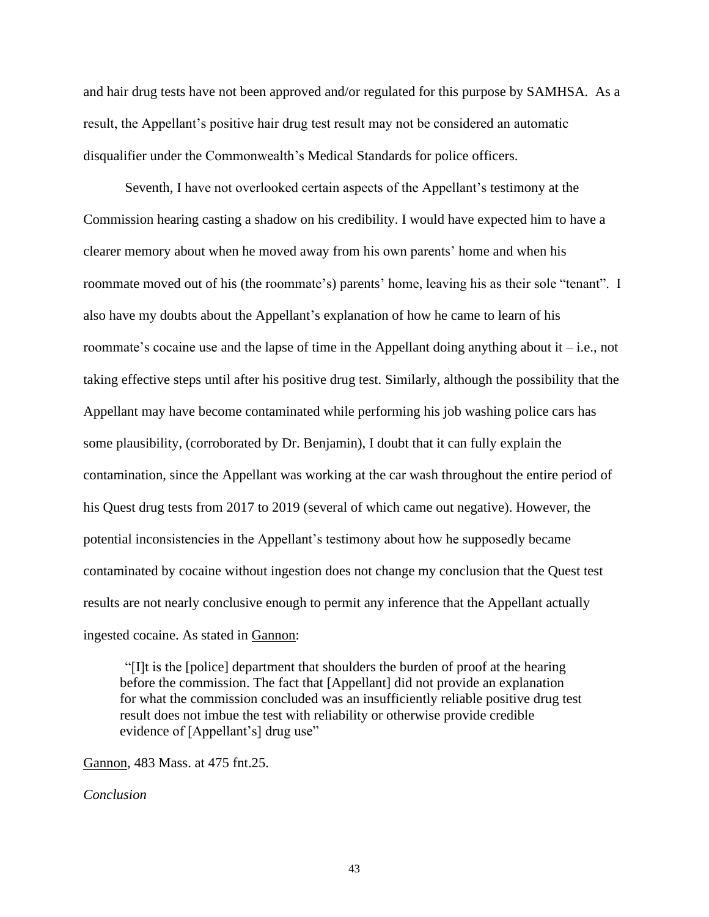and hair drug tests have not been approved and/or regulated for this purpose by SAMHSA. As a result, the Appellant's positive hair drug test result may not be considered an automatic disqualifier under the Commonwealth's Medical Standards for police officers.

Seventh, I have not overlooked certain aspects of the Appellant's testimony at the Commission hearing casting a shadow on his credibility. I would have expected him to have a clearer memory about when he moved away from his own parents' home and when his roommate moved out of his (the roommate's) parents' home, leaving his as their sole "tenant". I also have my doubts about the Appellant's explanation of how he came to learn of his roommate's cocaine use and the lapse of time in the Appellant doing anything about it – i.e., not taking effective steps until after his positive drug test. Similarly, although the possibility that the Appellant may have become contaminated while performing his job washing police cars has some plausibility, (corroborated by Dr. Benjamin), I doubt that it can fully explain the contamination, since the Appellant was working at the car wash throughout the entire period of his Quest drug tests from 2017 to 2019 (several of which came out negative). However, the potential inconsistencies in the Appellant's testimony about how he supposedly became contaminated by cocaine without ingestion does not change my conclusion that the Quest test results are not nearly conclusive enough to permit any inference that the Appellant actually ingested cocaine. As stated in Gannon:

> "[I]t is the [police] department that shoulders the burden of proof at the hearing before the commission. The fact that [Appellant] did not provide an explanation for what the commission concluded was an insufficiently reliable positive drug test result does not imbue the test with reliability or otherwise provide credible evidence of [Appellant's] drug use"

Gannon, 483 Mass. at 475 fnt.25.

*Conclusion*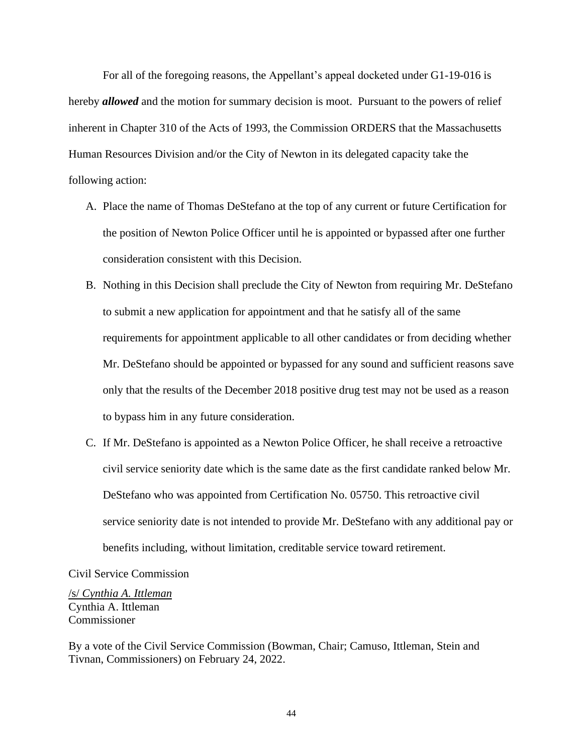For all of the foregoing reasons, the Appellant's appeal docketed under G1-19-016 is hereby ***allowed*** and the motion for summary decision is moot. Pursuant to the powers of relief inherent in Chapter 310 of the Acts of 1993, the Commission ORDERS that the Massachusetts Human Resources Division and/or the City of Newton in its delegated capacity take the following action:

A. Place the name of Thomas DeStefano at the top of any current or future Certification for the position of Newton Police Officer until he is appointed or bypassed after one further consideration consistent with this Decision.

B. Nothing in this Decision shall preclude the City of Newton from requiring Mr. DeStefano to submit a new application for appointment and that he satisfy all of the same requirements for appointment applicable to all other candidates or from deciding whether Mr. DeStefano should be appointed or bypassed for any sound and sufficient reasons save only that the results of the December 2018 positive drug test may not be used as a reason to bypass him in any future consideration.

C. If Mr. DeStefano is appointed as a Newton Police Officer, he shall receive a retroactive civil service seniority date which is the same date as the first candidate ranked below Mr. DeStefano who was appointed from Certification No. 05750. This retroactive civil service seniority date is not intended to provide Mr. DeStefano with any additional pay or benefits including, without limitation, creditable service toward retirement.

Civil Service Commission

/s/ *Cynthia A. Ittleman*
Cynthia A. Ittleman
Commissioner

By a vote of the Civil Service Commission (Bowman, Chair; Camuso, Ittleman, Stein and Tivnan, Commissioners) on February 24, 2022.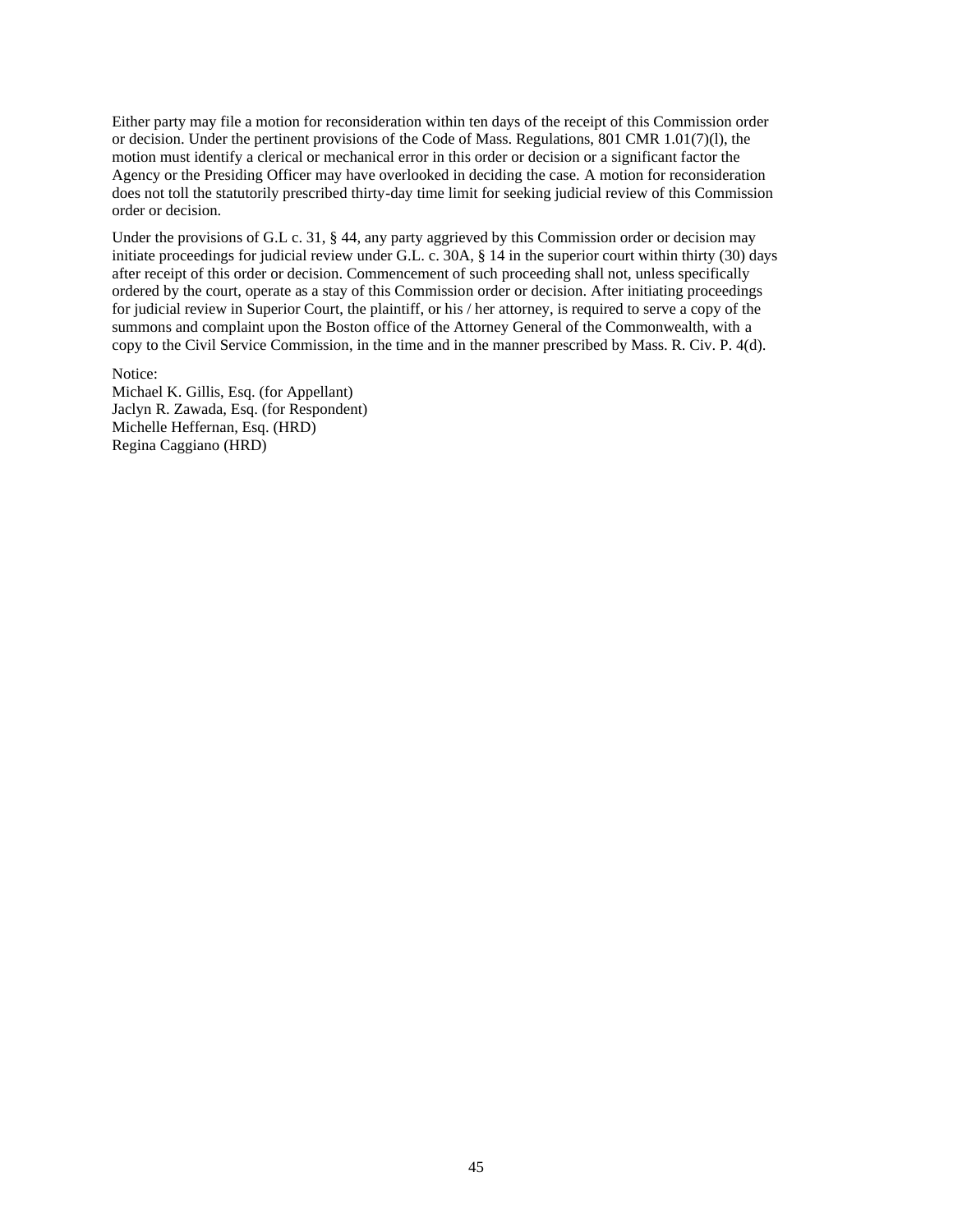Either party may file a motion for reconsideration within ten days of the receipt of this Commission order or decision. Under the pertinent provisions of the Code of Mass. Regulations, 801 CMR 1.01(7)(l), the motion must identify a clerical or mechanical error in this order or decision or a significant factor the Agency or the Presiding Officer may have overlooked in deciding the case. A motion for reconsideration does not toll the statutorily prescribed thirty-day time limit for seeking judicial review of this Commission order or decision.

Under the provisions of G.L c. 31, § 44, any party aggrieved by this Commission order or decision may initiate proceedings for judicial review under G.L. c. 30A, § 14 in the superior court within thirty (30) days after receipt of this order or decision. Commencement of such proceeding shall not, unless specifically ordered by the court, operate as a stay of this Commission order or decision. After initiating proceedings for judicial review in Superior Court, the plaintiff, or his / her attorney, is required to serve a copy of the summons and complaint upon the Boston office of the Attorney General of the Commonwealth, with a copy to the Civil Service Commission, in the time and in the manner prescribed by Mass. R. Civ. P. 4(d).

Notice:
Michael K. Gillis, Esq. (for Appellant)
Jaclyn R. Zawada, Esq. (for Respondent)
Michelle Heffernan, Esq. (HRD)
Regina Caggiano (HRD)